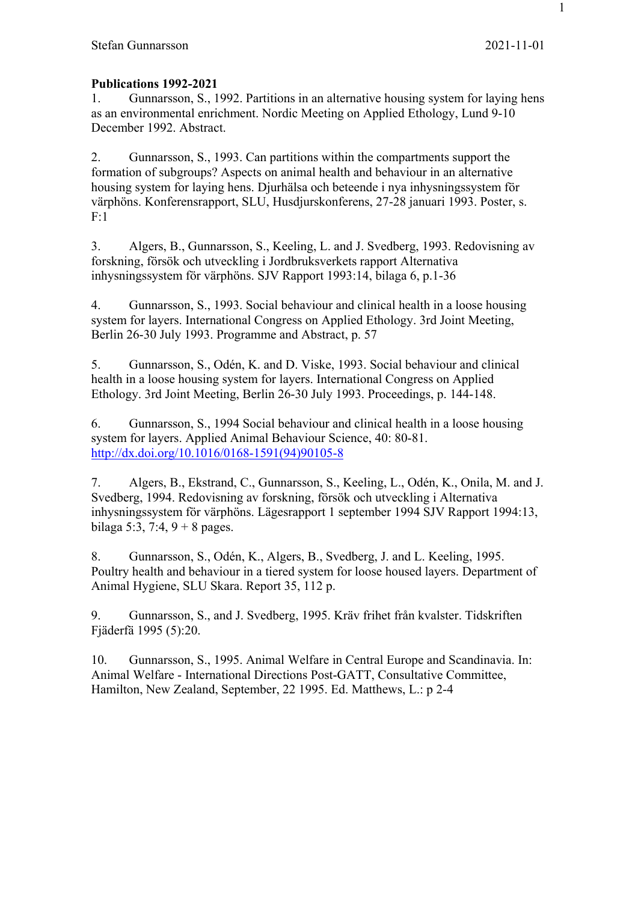Stefan Gunnarsson 2021-11-01

**Publications 1992-2021**

1. Gunnarsson, S., 1992. Partitions in an alternative housing system for laying hens as an environmental enrichment. Nordic Meeting on Applied Ethology, Lund 9-10 December 1992. Abstract.

2. Gunnarsson, S., 1993. Can partitions within the compartments support the formation of subgroups? Aspects on animal health and behaviour in an alternative housing system for laying hens. Djurhälsa och beteende i nya inhysningssystem för värphöns. Konferensrapport, SLU, Husdjurskonferens, 27-28 januari 1993. Poster, s. F:1

3. Algers, B., Gunnarsson, S., Keeling, L. and J. Svedberg, 1993. Redovisning av forskning, försök och utveckling i Jordbruksverkets rapport Alternativa inhysningssystem för värphöns. SJV Rapport 1993:14, bilaga 6, p.1-36

4. Gunnarsson, S., 1993. Social behaviour and clinical health in a loose housing system for layers. International Congress on Applied Ethology. 3rd Joint Meeting, Berlin 26-30 July 1993. Programme and Abstract, p. 57

5. Gunnarsson, S., Odén, K. and D. Viske, 1993. Social behaviour and clinical health in a loose housing system for layers. International Congress on Applied Ethology. 3rd Joint Meeting, Berlin 26-30 July 1993. Proceedings, p. 144-148.

6. Gunnarsson, S., 1994 Social behaviour and clinical health in a loose housing system for layers. Applied Animal Behaviour Science, 40: 80-81. http://dx.doi.org/10.1016/0168-1591(94)90105-8

7. Algers, B., Ekstrand, C., Gunnarsson, S., Keeling, L., Odén, K., Onila, M. and J. Svedberg, 1994. Redovisning av forskning, försök och utveckling i Alternativa inhysningssystem för värphöns. Lägesrapport 1 september 1994 SJV Rapport 1994:13, bilaga 5:3, 7:4, 9 + 8 pages.

8. Gunnarsson, S., Odén, K., Algers, B., Svedberg, J. and L. Keeling, 1995. Poultry health and behaviour in a tiered system for loose housed layers. Department of Animal Hygiene, SLU Skara. Report 35, 112 p.

9. Gunnarsson, S., and J. Svedberg, 1995. Kräv frihet från kvalster. Tidskriften Fjäderfä 1995 (5):20.

10. Gunnarsson, S., 1995. Animal Welfare in Central Europe and Scandinavia. In: Animal Welfare - International Directions Post-GATT, Consultative Committee, Hamilton, New Zealand, September, 22 1995. Ed. Matthews, L.: p 2-4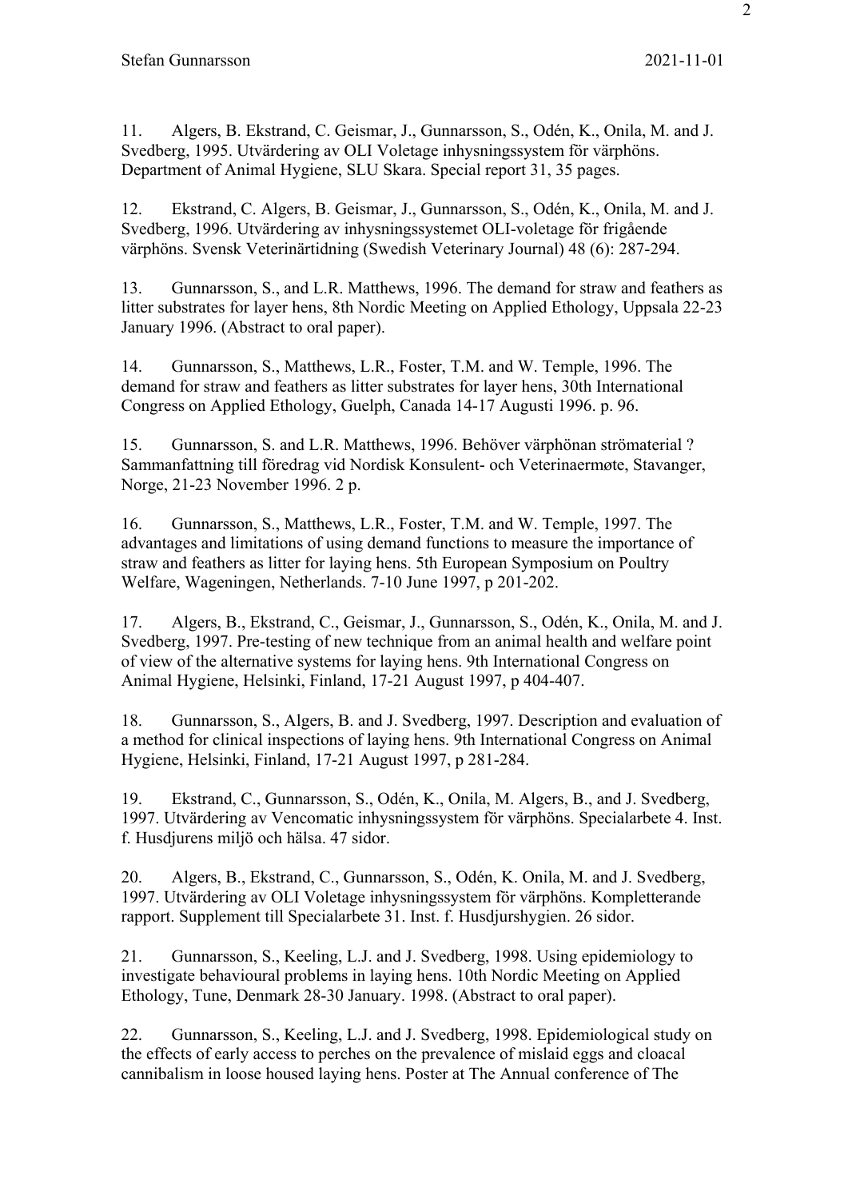11. Algers, B. Ekstrand, C. Geismar, J., Gunnarsson, S., Odén, K., Onila, M. and J. Svedberg, 1995. Utvärdering av OLI Voletage inhysningssystem för värphöns. Department of Animal Hygiene, SLU Skara. Special report 31, 35 pages.

12. Ekstrand, C. Algers, B. Geismar, J., Gunnarsson, S., Odén, K., Onila, M. and J. Svedberg, 1996. Utvärdering av inhysningssystemet OLI-voletage för frigående värphöns. Svensk Veterinärtidning (Swedish Veterinary Journal) 48 (6): 287-294.

13. Gunnarsson, S., and L.R. Matthews, 1996. The demand for straw and feathers as litter substrates for layer hens, 8th Nordic Meeting on Applied Ethology, Uppsala 22-23 January 1996. (Abstract to oral paper).

14. Gunnarsson, S., Matthews, L.R., Foster, T.M. and W. Temple, 1996. The demand for straw and feathers as litter substrates for layer hens, 30th International Congress on Applied Ethology, Guelph, Canada 14-17 Augusti 1996. p. 96.

15. Gunnarsson, S. and L.R. Matthews, 1996. Behöver värphönan strömaterial ? Sammanfattning till föredrag vid Nordisk Konsulent- och Veterinaermøte, Stavanger, Norge, 21-23 November 1996. 2 p.

16. Gunnarsson, S., Matthews, L.R., Foster, T.M. and W. Temple, 1997. The advantages and limitations of using demand functions to measure the importance of straw and feathers as litter for laying hens. 5th European Symposium on Poultry Welfare, Wageningen, Netherlands. 7-10 June 1997, p 201-202.

17. Algers, B., Ekstrand, C., Geismar, J., Gunnarsson, S., Odén, K., Onila, M. and J. Svedberg, 1997. Pre-testing of new technique from an animal health and welfare point of view of the alternative systems for laying hens. 9th International Congress on Animal Hygiene, Helsinki, Finland, 17-21 August 1997, p 404-407.

18. Gunnarsson, S., Algers, B. and J. Svedberg, 1997. Description and evaluation of a method for clinical inspections of laying hens. 9th International Congress on Animal Hygiene, Helsinki, Finland, 17-21 August 1997, p 281-284.

19. Ekstrand, C., Gunnarsson, S., Odén, K., Onila, M. Algers, B., and J. Svedberg, 1997. Utvärdering av Vencomatic inhysningssystem för värphöns. Specialarbete 4. Inst. f. Husdjurens miljö och hälsa. 47 sidor.

20. Algers, B., Ekstrand, C., Gunnarsson, S., Odén, K. Onila, M. and J. Svedberg, 1997. Utvärdering av OLI Voletage inhysningssystem för värphöns. Kompletterande rapport. Supplement till Specialarbete 31. Inst. f. Husdjurshygien. 26 sidor.

21. Gunnarsson, S., Keeling, L.J. and J. Svedberg, 1998. Using epidemiology to investigate behavioural problems in laying hens. 10th Nordic Meeting on Applied Ethology, Tune, Denmark 28-30 January. 1998. (Abstract to oral paper).

22. Gunnarsson, S., Keeling, L.J. and J. Svedberg, 1998. Epidemiological study on the effects of early access to perches on the prevalence of mislaid eggs and cloacal cannibalism in loose housed laying hens. Poster at The Annual conference of The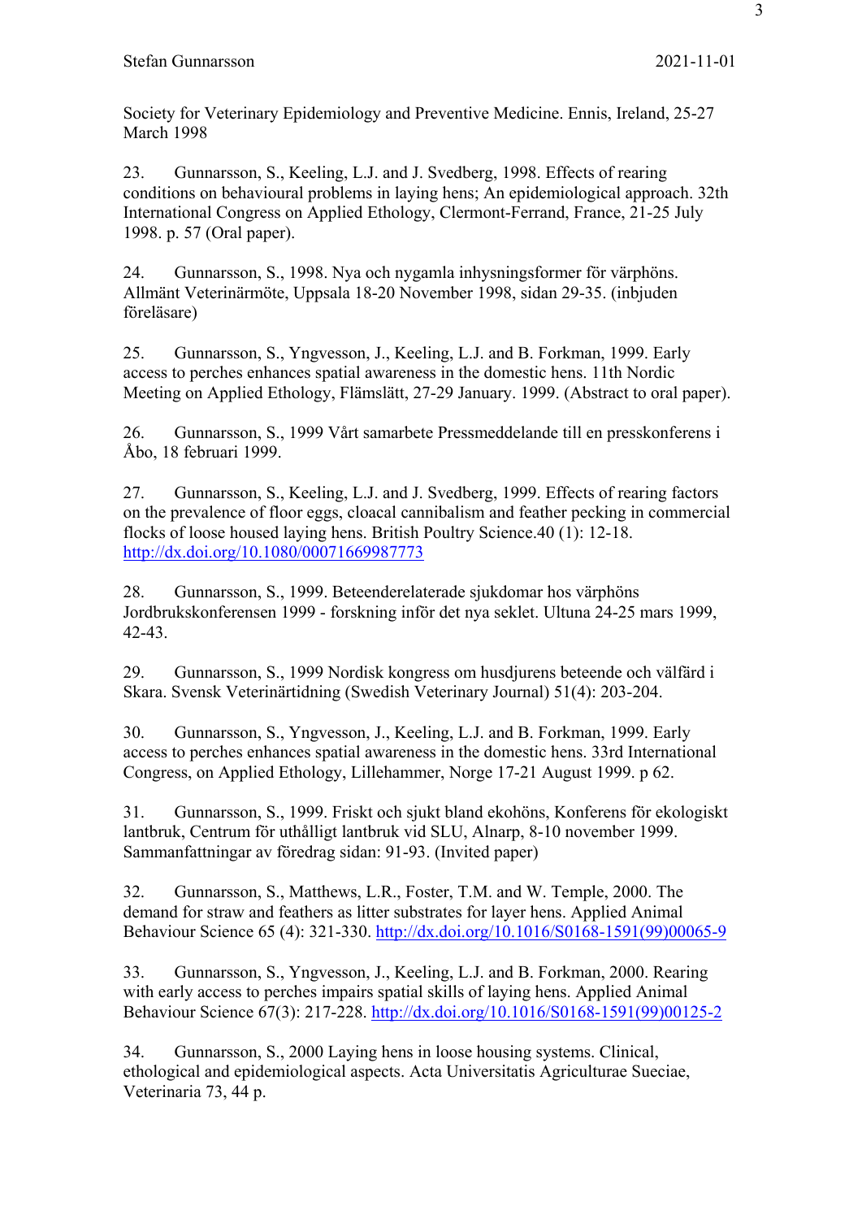Society for Veterinary Epidemiology and Preventive Medicine. Ennis, Ireland, 25-27 March 1998

23. Gunnarsson, S., Keeling, L.J. and J. Svedberg, 1998. Effects of rearing conditions on behavioural problems in laying hens; An epidemiological approach. 32th International Congress on Applied Ethology, Clermont-Ferrand, France, 21-25 July 1998. p. 57 (Oral paper).

24. Gunnarsson, S., 1998. Nya och nygamla inhysningsformer för värphöns. Allmänt Veterinärmöte, Uppsala 18-20 November 1998, sidan 29-35. (inbjuden föreläsare)

25. Gunnarsson, S., Yngvesson, J., Keeling, L.J. and B. Forkman, 1999. Early access to perches enhances spatial awareness in the domestic hens. 11th Nordic Meeting on Applied Ethology, Flämslätt, 27-29 January. 1999. (Abstract to oral paper).

26. Gunnarsson, S., 1999 Vårt samarbete Pressmeddelande till en presskonferens i Åbo, 18 februari 1999.

27. Gunnarsson, S., Keeling, L.J. and J. Svedberg, 1999. Effects of rearing factors on the prevalence of floor eggs, cloacal cannibalism and feather pecking in commercial flocks of loose housed laying hens. British Poultry Science.40 (1): 12-18. http://dx.doi.org/10.1080/00071669987773

28. Gunnarsson, S., 1999. Beteenderelaterade sjukdomar hos värphöns Jordbrukskonferensen 1999 - forskning inför det nya seklet. Ultuna 24-25 mars 1999, 42-43.

29. Gunnarsson, S., 1999 Nordisk kongress om husdjurens beteende och välfärd i Skara. Svensk Veterinärtidning (Swedish Veterinary Journal) 51(4): 203-204.

30. Gunnarsson, S., Yngvesson, J., Keeling, L.J. and B. Forkman, 1999. Early access to perches enhances spatial awareness in the domestic hens. 33rd International Congress, on Applied Ethology, Lillehammer, Norge 17-21 August 1999. p 62.

31. Gunnarsson, S., 1999. Friskt och sjukt bland ekohöns, Konferens för ekologiskt lantbruk, Centrum för uthålligt lantbruk vid SLU, Alnarp, 8-10 november 1999. Sammanfattningar av föredrag sidan: 91-93. (Invited paper)

32. Gunnarsson, S., Matthews, L.R., Foster, T.M. and W. Temple, 2000. The demand for straw and feathers as litter substrates for layer hens. Applied Animal Behaviour Science 65 (4): 321-330. http://dx.doi.org/10.1016/S0168-1591(99)00065-9

33. Gunnarsson, S., Yngvesson, J., Keeling, L.J. and B. Forkman, 2000. Rearing with early access to perches impairs spatial skills of laying hens. Applied Animal Behaviour Science 67(3): 217-228. http://dx.doi.org/10.1016/S0168-1591(99)00125-2

34. Gunnarsson, S., 2000 Laying hens in loose housing systems. Clinical, ethological and epidemiological aspects. Acta Universitatis Agriculturae Sueciae, Veterinaria 73, 44 p.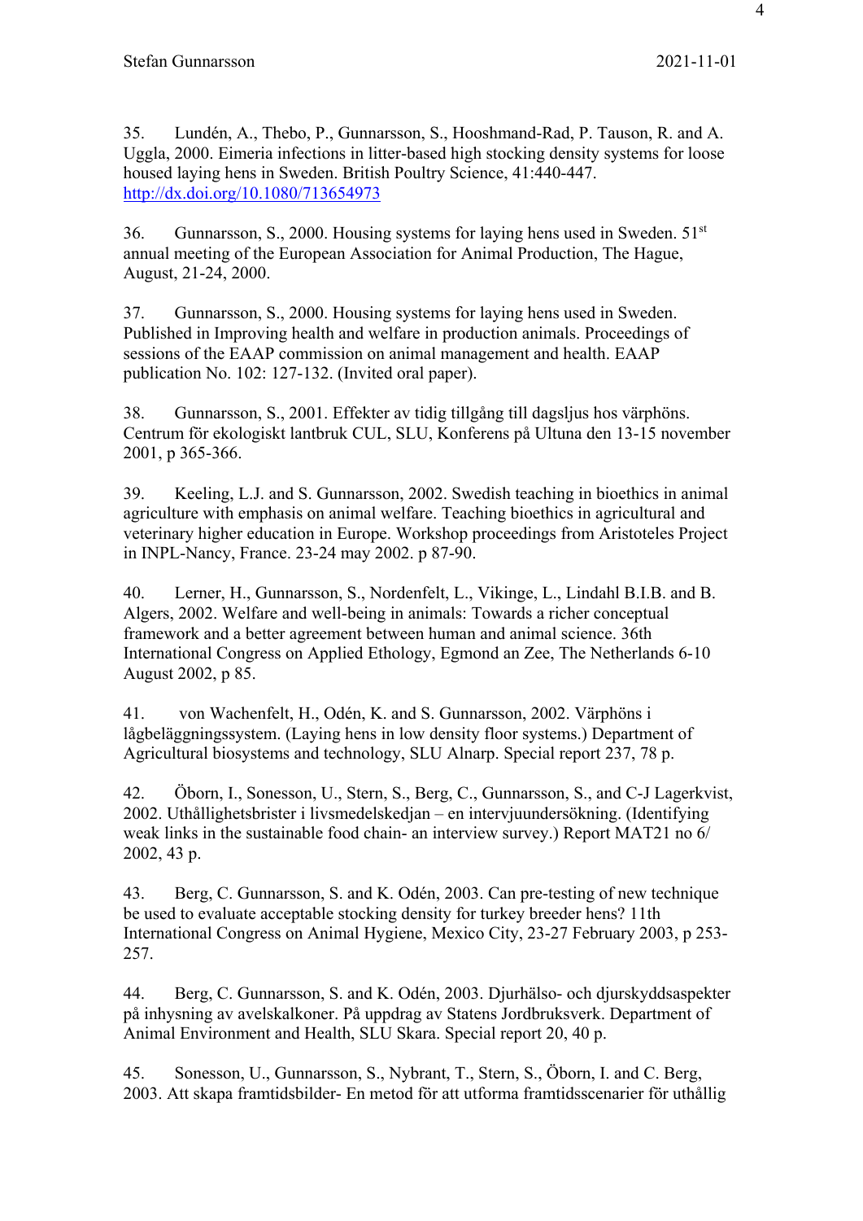35. Lundén, A., Thebo, P., Gunnarsson, S., Hooshmand-Rad, P. Tauson, R. and A. Uggla, 2000. Eimeria infections in litter-based high stocking density systems for loose housed laying hens in Sweden. British Poultry Science, 41:440-447. http://dx.doi.org/10.1080/713654973

36. Gunnarsson, S., 2000. Housing systems for laying hens used in Sweden. 51st annual meeting of the European Association for Animal Production, The Hague, August, 21-24, 2000.

37. Gunnarsson, S., 2000. Housing systems for laying hens used in Sweden. Published in Improving health and welfare in production animals. Proceedings of sessions of the EAAP commission on animal management and health. EAAP publication No. 102: 127-132. (Invited oral paper).

38. Gunnarsson, S., 2001. Effekter av tidig tillgång till dagsljus hos värphöns. Centrum för ekologiskt lantbruk CUL, SLU, Konferens på Ultuna den 13-15 november 2001, p 365-366.

39. Keeling, L.J. and S. Gunnarsson, 2002. Swedish teaching in bioethics in animal agriculture with emphasis on animal welfare. Teaching bioethics in agricultural and veterinary higher education in Europe. Workshop proceedings from Aristoteles Project in INPL-Nancy, France. 23-24 may 2002. p 87-90.

40. Lerner, H., Gunnarsson, S., Nordenfelt, L., Vikinge, L., Lindahl B.I.B. and B. Algers, 2002. Welfare and well-being in animals: Towards a richer conceptual framework and a better agreement between human and animal science. 36th International Congress on Applied Ethology, Egmond an Zee, The Netherlands 6-10 August 2002, p 85.

41. von Wachenfelt, H., Odén, K. and S. Gunnarsson, 2002. Värphöns i lågbeläggningssystem. (Laying hens in low density floor systems.) Department of Agricultural biosystems and technology, SLU Alnarp. Special report 237, 78 p.

42. Öborn, I., Sonesson, U., Stern, S., Berg, C., Gunnarsson, S., and C-J Lagerkvist, 2002. Uthållighetsbrister i livsmedelskedjan – en intervjuundersökning. (Identifying weak links in the sustainable food chain- an interview survey.) Report MAT21 no 6/ 2002, 43 p.

43. Berg, C. Gunnarsson, S. and K. Odén, 2003. Can pre-testing of new technique be used to evaluate acceptable stocking density for turkey breeder hens? 11th International Congress on Animal Hygiene, Mexico City, 23-27 February 2003, p 253-257.

44. Berg, C. Gunnarsson, S. and K. Odén, 2003. Djurhälso- och djurskyddsaspekter på inhysning av avelskalkoner. På uppdrag av Statens Jordbruksverk. Department of Animal Environment and Health, SLU Skara. Special report 20, 40 p.

45. Sonesson, U., Gunnarsson, S., Nybrant, T., Stern, S., Öborn, I. and C. Berg, 2003. Att skapa framtidsbilder- En metod för att utforma framtidsscenarier för uthållig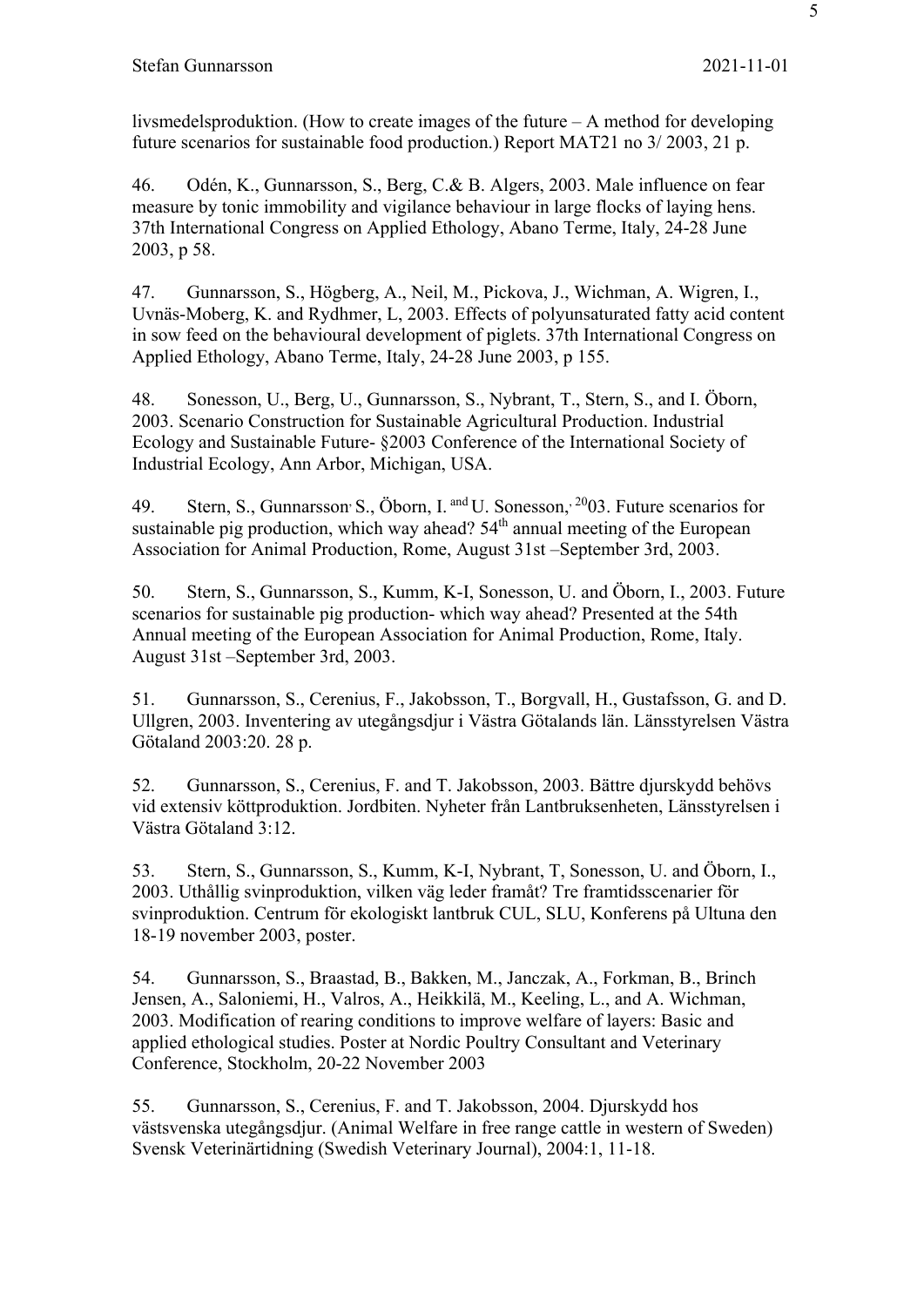livsmedelsproduktion. (How to create images of the future – A method for developing future scenarios for sustainable food production.) Report MAT21 no 3/ 2003, 21 p.

46. Odén, K., Gunnarsson, S., Berg, C.& B. Algers, 2003. Male influence on fear measure by tonic immobility and vigilance behaviour in large flocks of laying hens. 37th International Congress on Applied Ethology, Abano Terme, Italy, 24-28 June 2003, p 58.

47. Gunnarsson, S., Högberg, A., Neil, M., Pickova, J., Wichman, A. Wigren, I., Uvnäs-Moberg, K. and Rydhmer, L, 2003. Effects of polyunsaturated fatty acid content in sow feed on the behavioural development of piglets. 37th International Congress on Applied Ethology, Abano Terme, Italy, 24-28 June 2003, p 155.

48. Sonesson, U., Berg, U., Gunnarsson, S., Nybrant, T., Stern, S., and I. Öborn, 2003. Scenario Construction for Sustainable Agricultural Production. Industrial Ecology and Sustainable Future- §2003 Conference of the International Society of Industrial Ecology, Ann Arbor, Michigan, USA.

49. Stern, S., Gunnarsson, S., Öborn, I. and U. Sonesson, 2003. Future scenarios for sustainable pig production, which way ahead? 54th annual meeting of the European Association for Animal Production, Rome, August 31st –September 3rd, 2003.

50. Stern, S., Gunnarsson, S., Kumm, K-I, Sonesson, U. and Öborn, I., 2003. Future scenarios for sustainable pig production- which way ahead? Presented at the 54th Annual meeting of the European Association for Animal Production, Rome, Italy. August 31st –September 3rd, 2003.

51. Gunnarsson, S., Cerenius, F., Jakobsson, T., Borgvall, H., Gustafsson, G. and D. Ullgren, 2003. Inventering av utegångsdjur i Västra Götalands län. Länsstyrelsen Västra Götaland 2003:20. 28 p.

52. Gunnarsson, S., Cerenius, F. and T. Jakobsson, 2003. Bättre djurskydd behövs vid extensiv köttproduktion. Jordbiten. Nyheter från Lantbruksenheten, Länsstyrelsen i Västra Götaland 3:12.

53. Stern, S., Gunnarsson, S., Kumm, K-I, Nybrant, T, Sonesson, U. and Öborn, I., 2003. Uthållig svinproduktion, vilken väg leder framåt? Tre framtidsscenarier för svinproduktion. Centrum för ekologiskt lantbruk CUL, SLU, Konferens på Ultuna den 18-19 november 2003, poster.

54. Gunnarsson, S., Braastad, B., Bakken, M., Janczak, A., Forkman, B., Brinch Jensen, A., Saloniemi, H., Valros, A., Heikkilä, M., Keeling, L., and A. Wichman, 2003. Modification of rearing conditions to improve welfare of layers: Basic and applied ethological studies. Poster at Nordic Poultry Consultant and Veterinary Conference, Stockholm, 20-22 November 2003

55. Gunnarsson, S., Cerenius, F. and T. Jakobsson, 2004. Djurskydd hos västsvenska utegångsdjur. (Animal Welfare in free range cattle in western of Sweden) Svensk Veterinärtidning (Swedish Veterinary Journal), 2004:1, 11-18.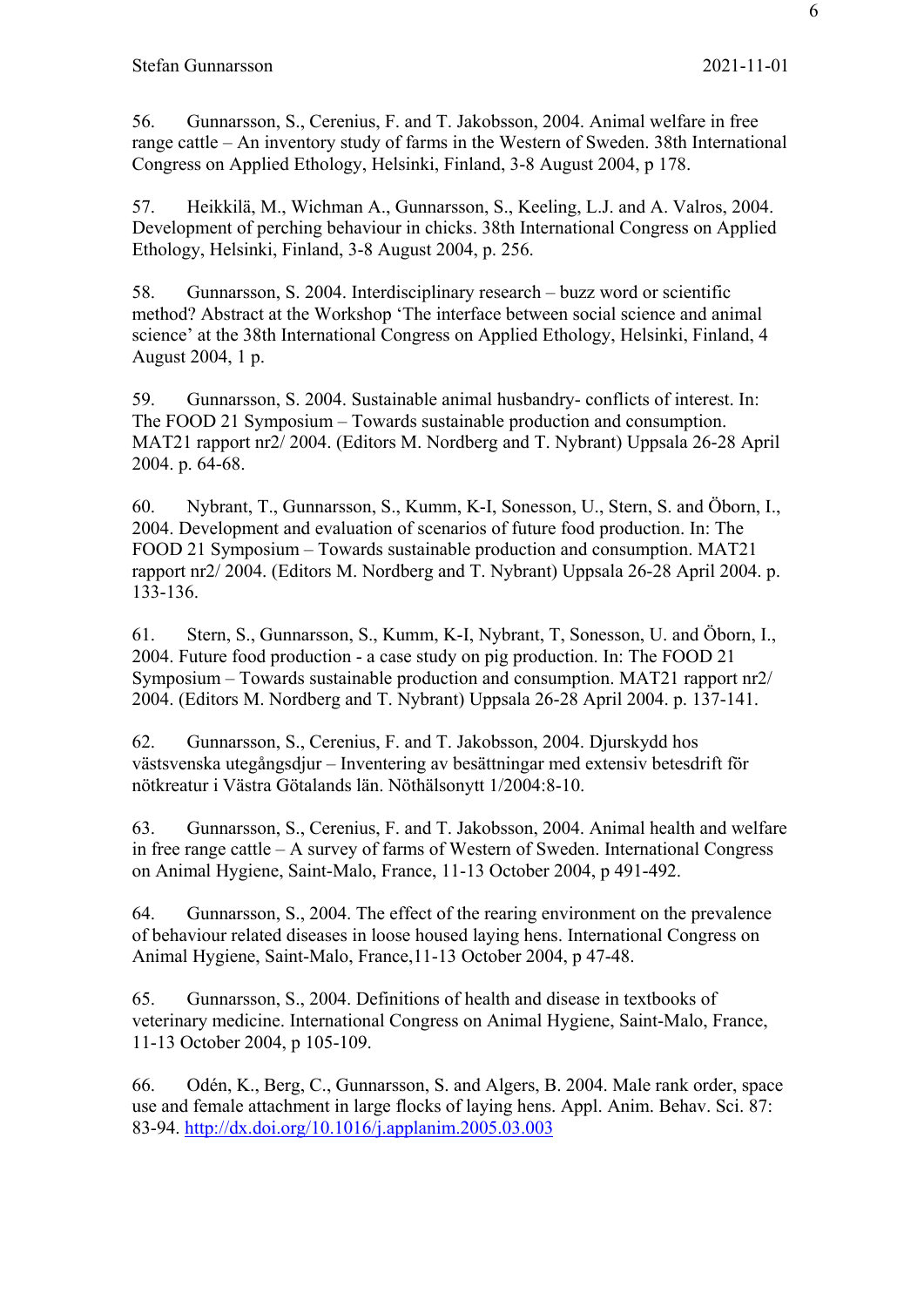56. Gunnarsson, S., Cerenius, F. and T. Jakobsson, 2004. Animal welfare in free range cattle – An inventory study of farms in the Western of Sweden. 38th International Congress on Applied Ethology, Helsinki, Finland, 3-8 August 2004, p 178.

57. Heikkilä, M., Wichman A., Gunnarsson, S., Keeling, L.J. and A. Valros, 2004. Development of perching behaviour in chicks. 38th International Congress on Applied Ethology, Helsinki, Finland, 3-8 August 2004, p. 256.

58. Gunnarsson, S. 2004. Interdisciplinary research – buzz word or scientific method? Abstract at the Workshop 'The interface between social science and animal science' at the 38th International Congress on Applied Ethology, Helsinki, Finland, 4 August 2004, 1 p.

59. Gunnarsson, S. 2004. Sustainable animal husbandry- conflicts of interest. In: The FOOD 21 Symposium – Towards sustainable production and consumption. MAT21 rapport nr2/ 2004. (Editors M. Nordberg and T. Nybrant) Uppsala 26-28 April 2004. p. 64-68.

60. Nybrant, T., Gunnarsson, S., Kumm, K-I, Sonesson, U., Stern, S. and Öborn, I., 2004. Development and evaluation of scenarios of future food production. In: The FOOD 21 Symposium – Towards sustainable production and consumption. MAT21 rapport nr2/ 2004. (Editors M. Nordberg and T. Nybrant) Uppsala 26-28 April 2004. p. 133-136.

61. Stern, S., Gunnarsson, S., Kumm, K-I, Nybrant, T, Sonesson, U. and Öborn, I., 2004. Future food production - a case study on pig production. In: The FOOD 21 Symposium – Towards sustainable production and consumption. MAT21 rapport nr2/ 2004. (Editors M. Nordberg and T. Nybrant) Uppsala 26-28 April 2004. p. 137-141.

62. Gunnarsson, S., Cerenius, F. and T. Jakobsson, 2004. Djurskydd hos västsvenska utegångsdjur – Inventering av besättningar med extensiv betesdrift för nötkreatur i Västra Götalands län. Nöthälsonytt 1/2004:8-10.

63. Gunnarsson, S., Cerenius, F. and T. Jakobsson, 2004. Animal health and welfare in free range cattle – A survey of farms of Western of Sweden. International Congress on Animal Hygiene, Saint-Malo, France, 11-13 October 2004, p 491-492.

64. Gunnarsson, S., 2004. The effect of the rearing environment on the prevalence of behaviour related diseases in loose housed laying hens. International Congress on Animal Hygiene, Saint-Malo, France,11-13 October 2004, p 47-48.

65. Gunnarsson, S., 2004. Definitions of health and disease in textbooks of veterinary medicine. International Congress on Animal Hygiene, Saint-Malo, France, 11-13 October 2004, p 105-109.

66. Odén, K., Berg, C., Gunnarsson, S. and Algers, B. 2004. Male rank order, space use and female attachment in large flocks of laying hens. Appl. Anim. Behav. Sci. 87: 83-94. http://dx.doi.org/10.1016/j.applanim.2005.03.003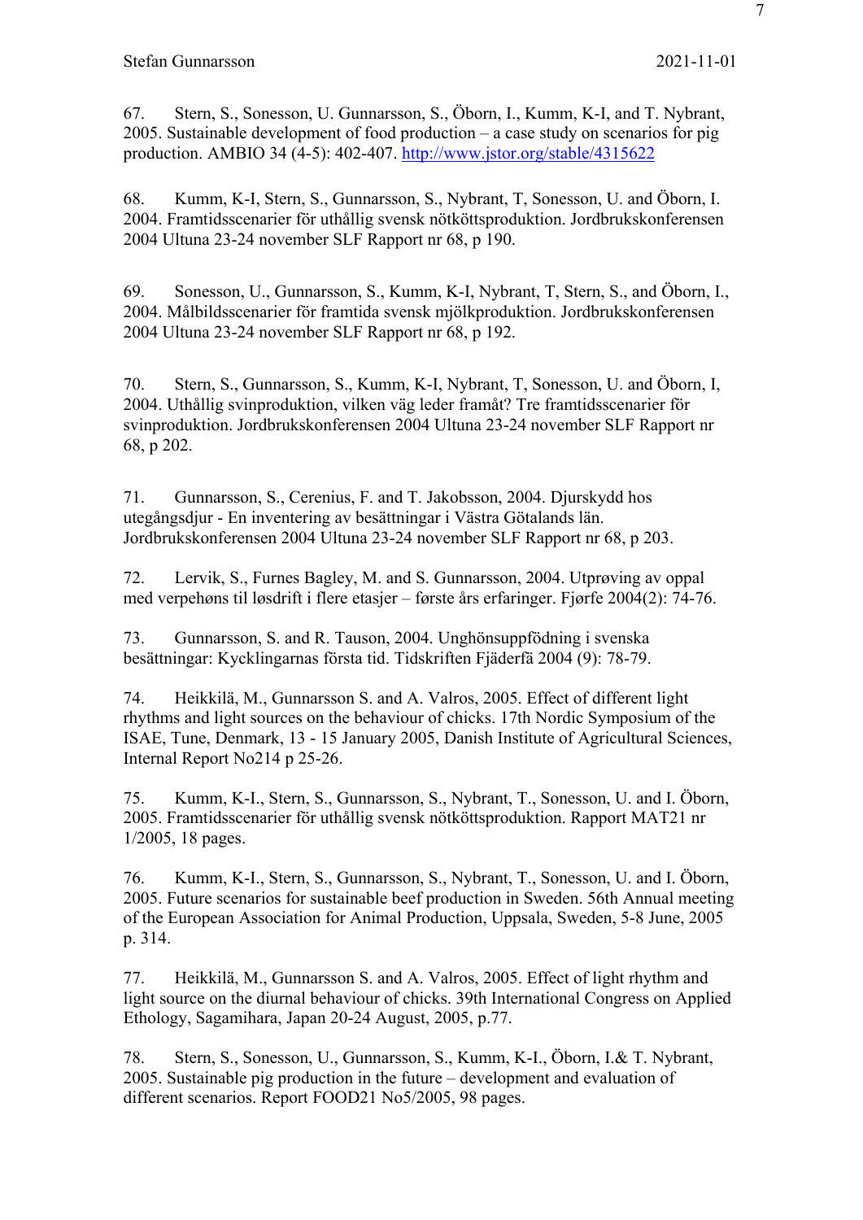67. Stern, S., Sonesson, U. Gunnarsson, S., Öborn, I., Kumm, K-I, and T. Nybrant, 2005. Sustainable development of food production – a case study on scenarios for pig production. AMBIO 34 (4-5): 402-407. http://www.jstor.org/stable/4315622

68. Kumm, K-I, Stern, S., Gunnarsson, S., Nybrant, T, Sonesson, U. and Öborn, I. 2004. Framtidsscenarier för uthållig svensk nötköttsproduktion. Jordbrukskonferensen 2004 Ultuna 23-24 november SLF Rapport nr 68, p 190.

69. Sonesson, U., Gunnarsson, S., Kumm, K-I, Nybrant, T, Stern, S., and Öborn, I., 2004. Målbildsscenarier för framtida svensk mjölkproduktion. Jordbrukskonferensen 2004 Ultuna 23-24 november SLF Rapport nr 68, p 192.

70. Stern, S., Gunnarsson, S., Kumm, K-I, Nybrant, T, Sonesson, U. and Öborn, I, 2004. Uthållig svinproduktion, vilken väg leder framåt? Tre framtidsscenarier för svinproduktion. Jordbrukskonferensen 2004 Ultuna 23-24 november SLF Rapport nr 68, p 202.

71. Gunnarsson, S., Cerenius, F. and T. Jakobsson, 2004. Djurskydd hos utegångsdjur - En inventering av besättningar i Västra Götalands län. Jordbrukskonferensen 2004 Ultuna 23-24 november SLF Rapport nr 68, p 203.

72. Lervik, S., Furnes Bagley, M. and S. Gunnarsson, 2004. Utprøving av oppal med verpehøns til løsdrift i flere etasjer – første års erfaringer. Fjørfe 2004(2): 74-76.

73. Gunnarsson, S. and R. Tauson, 2004. Unghönsuppfödning i svenska besättningar: Kycklingarnas första tid. Tidskriften Fjäderfä 2004 (9): 78-79.

74. Heikkilä, M., Gunnarsson S. and A. Valros, 2005. Effect of different light rhythms and light sources on the behaviour of chicks. 17th Nordic Symposium of the ISAE, Tune, Denmark, 13 - 15 January 2005, Danish Institute of Agricultural Sciences, Internal Report No214 p 25-26.

75. Kumm, K-I., Stern, S., Gunnarsson, S., Nybrant, T., Sonesson, U. and I. Öborn, 2005. Framtidsscenarier för uthållig svensk nötköttsproduktion. Rapport MAT21 nr 1/2005, 18 pages.

76. Kumm, K-I., Stern, S., Gunnarsson, S., Nybrant, T., Sonesson, U. and I. Öborn, 2005. Future scenarios for sustainable beef production in Sweden. 56th Annual meeting of the European Association for Animal Production, Uppsala, Sweden, 5-8 June, 2005 p. 314.

77. Heikkilä, M., Gunnarsson S. and A. Valros, 2005. Effect of light rhythm and light source on the diurnal behaviour of chicks. 39th International Congress on Applied Ethology, Sagamihara, Japan 20-24 August, 2005, p.77.

78. Stern, S., Sonesson, U., Gunnarsson, S., Kumm, K-I., Öborn, I.& T. Nybrant, 2005. Sustainable pig production in the future – development and evaluation of different scenarios. Report FOOD21 No5/2005, 98 pages.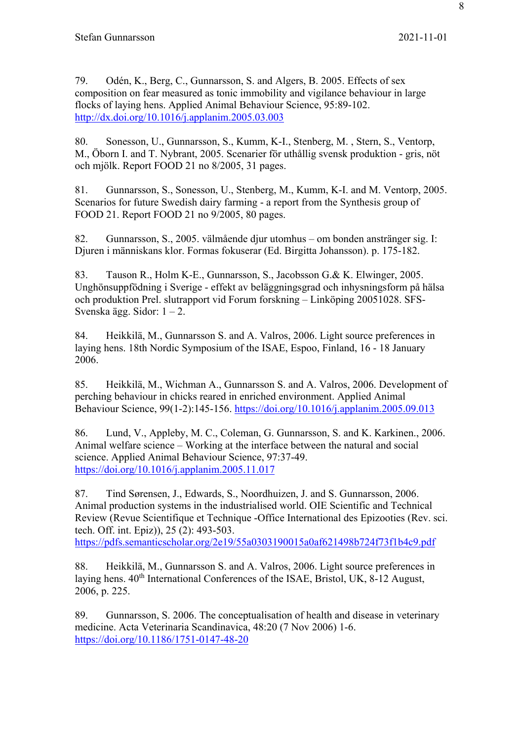79. Odén, K., Berg, C., Gunnarsson, S. and Algers, B. 2005. Effects of sex composition on fear measured as tonic immobility and vigilance behaviour in large flocks of laying hens. Applied Animal Behaviour Science, 95:89-102. http://dx.doi.org/10.1016/j.applanim.2005.03.003

80. Sonesson, U., Gunnarsson, S., Kumm, K-I., Stenberg, M. , Stern, S., Ventorp, M., Öborn I. and T. Nybrant, 2005. Scenarier för uthållig svensk produktion - gris, nöt och mjölk. Report FOOD 21 no 8/2005, 31 pages.

81. Gunnarsson, S., Sonesson, U., Stenberg, M., Kumm, K-I. and M. Ventorp, 2005. Scenarios for future Swedish dairy farming - a report from the Synthesis group of FOOD 21. Report FOOD 21 no 9/2005, 80 pages.

82. Gunnarsson, S., 2005. välmående djur utomhus – om bonden anstränger sig. I: Djuren i människans klor. Formas fokuserar (Ed. Birgitta Johansson). p. 175-182.

83. Tauson R., Holm K-E., Gunnarsson, S., Jacobsson G.& K. Elwinger, 2005. Unghönsuppfödning i Sverige - effekt av beläggningsgrad och inhysningsform på hälsa och produktion Prel. slutrapport vid Forum forskning – Linköping 20051028. SFS-Svenska ägg. Sidor: 1 – 2.

84. Heikkilä, M., Gunnarsson S. and A. Valros, 2006. Light source preferences in laying hens. 18th Nordic Symposium of the ISAE, Espoo, Finland, 16 - 18 January 2006.

85. Heikkilä, M., Wichman A., Gunnarsson S. and A. Valros, 2006. Development of perching behaviour in chicks reared in enriched environment. Applied Animal Behaviour Science, 99(1-2):145-156. https://doi.org/10.1016/j.applanim.2005.09.013

86. Lund, V., Appleby, M. C., Coleman, G. Gunnarsson, S. and K. Karkinen., 2006. Animal welfare science – Working at the interface between the natural and social science. Applied Animal Behaviour Science, 97:37-49. https://doi.org/10.1016/j.applanim.2005.11.017

87. Tind Sørensen, J., Edwards, S., Noordhuizen, J. and S. Gunnarsson, 2006. Animal production systems in the industrialised world. OIE Scientific and Technical Review (Revue Scientifique et Technique -Office International des Epizooties (Rev. sci. tech. Off. int. Epiz)), 25 (2): 493-503. https://pdfs.semanticscholar.org/2e19/55a0303190015a0af621498b724f73f1b4c9.pdf

88. Heikkilä, M., Gunnarsson S. and A. Valros, 2006. Light source preferences in laying hens. 40th International Conferences of the ISAE, Bristol, UK, 8-12 August, 2006, p. 225.

89. Gunnarsson, S. 2006. The conceptualisation of health and disease in veterinary medicine. Acta Veterinaria Scandinavica, 48:20 (7 Nov 2006) 1-6. https://doi.org/10.1186/1751-0147-48-20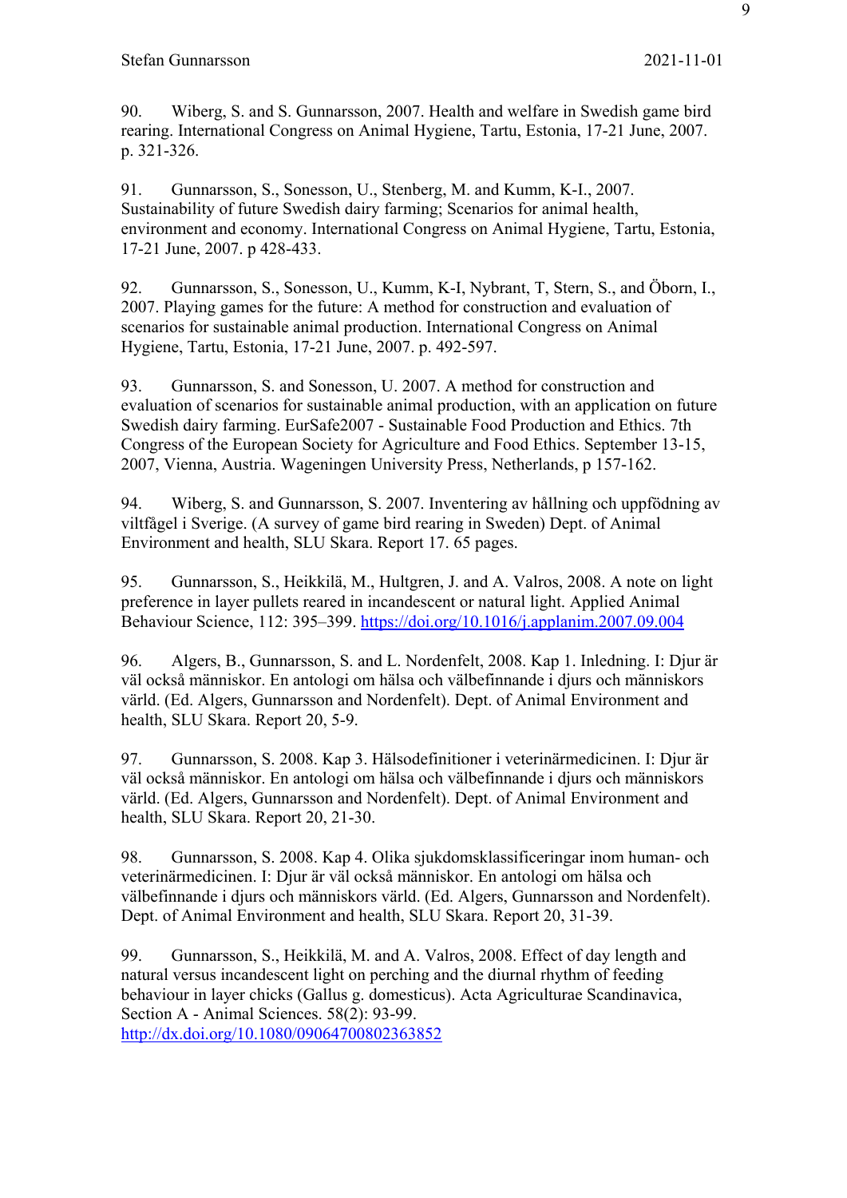90. Wiberg, S. and S. Gunnarsson, 2007. Health and welfare in Swedish game bird rearing. International Congress on Animal Hygiene, Tartu, Estonia, 17-21 June, 2007. p. 321-326.

91. Gunnarsson, S., Sonesson, U., Stenberg, M. and Kumm, K-I., 2007. Sustainability of future Swedish dairy farming; Scenarios for animal health, environment and economy. International Congress on Animal Hygiene, Tartu, Estonia, 17-21 June, 2007. p 428-433.

92. Gunnarsson, S., Sonesson, U., Kumm, K-I, Nybrant, T, Stern, S., and Öborn, I., 2007. Playing games for the future: A method for construction and evaluation of scenarios for sustainable animal production. International Congress on Animal Hygiene, Tartu, Estonia, 17-21 June, 2007. p. 492-597.

93. Gunnarsson, S. and Sonesson, U. 2007. A method for construction and evaluation of scenarios for sustainable animal production, with an application on future Swedish dairy farming. EurSafe2007 - Sustainable Food Production and Ethics. 7th Congress of the European Society for Agriculture and Food Ethics. September 13-15, 2007, Vienna, Austria. Wageningen University Press, Netherlands, p 157-162.

94. Wiberg, S. and Gunnarsson, S. 2007. Inventering av hållning och uppfödning av viltfågel i Sverige. (A survey of game bird rearing in Sweden) Dept. of Animal Environment and health, SLU Skara. Report 17. 65 pages.

95. Gunnarsson, S., Heikkilä, M., Hultgren, J. and A. Valros, 2008. A note on light preference in layer pullets reared in incandescent or natural light. Applied Animal Behaviour Science, 112: 395–399. https://doi.org/10.1016/j.applanim.2007.09.004

96. Algers, B., Gunnarsson, S. and L. Nordenfelt, 2008. Kap 1. Inledning. I: Djur är väl också människor. En antologi om hälsa och välbefinnande i djurs och människors värld. (Ed. Algers, Gunnarsson and Nordenfelt). Dept. of Animal Environment and health, SLU Skara. Report 20, 5-9.

97. Gunnarsson, S. 2008. Kap 3. Hälsodefinitioner i veterinärmedicinen. I: Djur är väl också människor. En antologi om hälsa och välbefinnande i djurs och människors värld. (Ed. Algers, Gunnarsson and Nordenfelt). Dept. of Animal Environment and health, SLU Skara. Report 20, 21-30.

98. Gunnarsson, S. 2008. Kap 4. Olika sjukdomsklassificeringar inom human- och veterinärmedicinen. I: Djur är väl också människor. En antologi om hälsa och välbefinnande i djurs och människors värld. (Ed. Algers, Gunnarsson and Nordenfelt). Dept. of Animal Environment and health, SLU Skara. Report 20, 31-39.

99. Gunnarsson, S., Heikkilä, M. and A. Valros, 2008. Effect of day length and natural versus incandescent light on perching and the diurnal rhythm of feeding behaviour in layer chicks (Gallus g. domesticus). Acta Agriculturae Scandinavica, Section A - Animal Sciences. 58(2): 93-99. http://dx.doi.org/10.1080/09064700802363852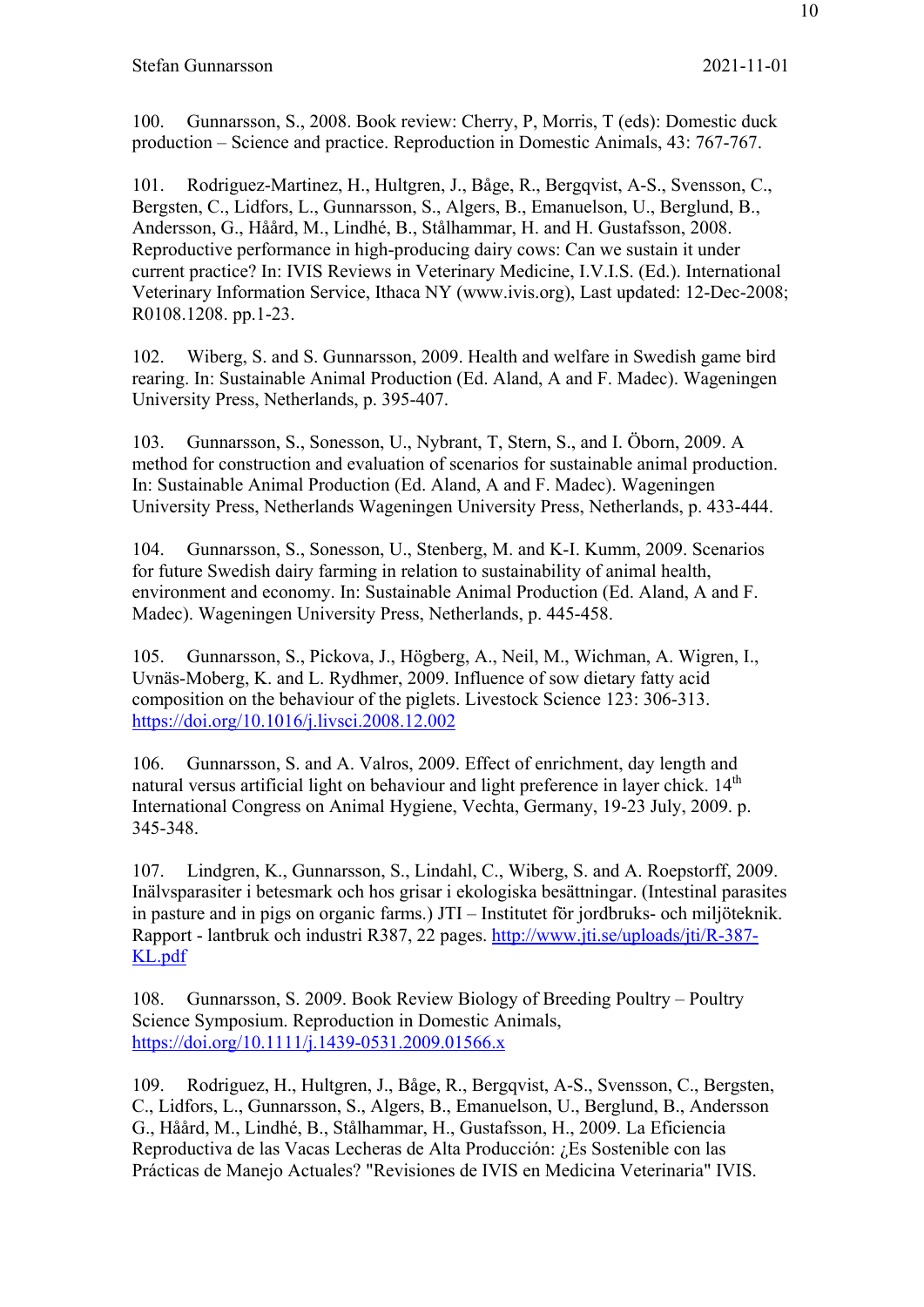100. Gunnarsson, S., 2008. Book review: Cherry, P, Morris, T (eds): Domestic duck production – Science and practice. Reproduction in Domestic Animals, 43: 767-767.

101. Rodriguez-Martinez, H., Hultgren, J., Båge, R., Bergqvist, A-S., Svensson, C., Bergsten, C., Lidfors, L., Gunnarsson, S., Algers, B., Emanuelson, U., Berglund, B., Andersson, G., Håård, M., Lindhé, B., Stålhammar, H. and H. Gustafsson, 2008. Reproductive performance in high-producing dairy cows: Can we sustain it under current practice? In: IVIS Reviews in Veterinary Medicine, I.V.I.S. (Ed.). International Veterinary Information Service, Ithaca NY (www.ivis.org), Last updated: 12-Dec-2008; R0108.1208. pp.1-23.

102. Wiberg, S. and S. Gunnarsson, 2009. Health and welfare in Swedish game bird rearing. In: Sustainable Animal Production (Ed. Aland, A and F. Madec). Wageningen University Press, Netherlands, p. 395-407.

103. Gunnarsson, S., Sonesson, U., Nybrant, T, Stern, S., and I. Öborn, 2009. A method for construction and evaluation of scenarios for sustainable animal production. In: Sustainable Animal Production (Ed. Aland, A and F. Madec). Wageningen University Press, Netherlands Wageningen University Press, Netherlands, p. 433-444.

104. Gunnarsson, S., Sonesson, U., Stenberg, M. and K-I. Kumm, 2009. Scenarios for future Swedish dairy farming in relation to sustainability of animal health, environment and economy. In: Sustainable Animal Production (Ed. Aland, A and F. Madec). Wageningen University Press, Netherlands, p. 445-458.

105. Gunnarsson, S., Pickova, J., Högberg, A., Neil, M., Wichman, A. Wigren, I., Uvnäs-Moberg, K. and L. Rydhmer, 2009. Influence of sow dietary fatty acid composition on the behaviour of the piglets. Livestock Science 123: 306-313. https://doi.org/10.1016/j.livsci.2008.12.002

106. Gunnarsson, S. and A. Valros, 2009. Effect of enrichment, day length and natural versus artificial light on behaviour and light preference in layer chick. 14th International Congress on Animal Hygiene, Vechta, Germany, 19-23 July, 2009. p. 345-348.

107. Lindgren, K., Gunnarsson, S., Lindahl, C., Wiberg, S. and A. Roepstorff, 2009. Inälvsparasiter i betesmark och hos grisar i ekologiska besättningar. (Intestinal parasites in pasture and in pigs on organic farms.) JTI – Institutet för jordbruks- och miljöteknik. Rapport - lantbruk och industri R387, 22 pages. http://www.jti.se/uploads/jti/R-387-KL.pdf

108. Gunnarsson, S. 2009. Book Review Biology of Breeding Poultry – Poultry Science Symposium. Reproduction in Domestic Animals, https://doi.org/10.1111/j.1439-0531.2009.01566.x

109. Rodriguez, H., Hultgren, J., Båge, R., Bergqvist, A-S., Svensson, C., Bergsten, C., Lidfors, L., Gunnarsson, S., Algers, B., Emanuelson, U., Berglund, B., Andersson G., Håård, M., Lindhé, B., Stålhammar, H., Gustafsson, H., 2009. La Eficiencia Reproductiva de las Vacas Lecheras de Alta Producción: ¿Es Sostenible con las Prácticas de Manejo Actuales? "Revisiones de IVIS en Medicina Veterinaria" IVIS.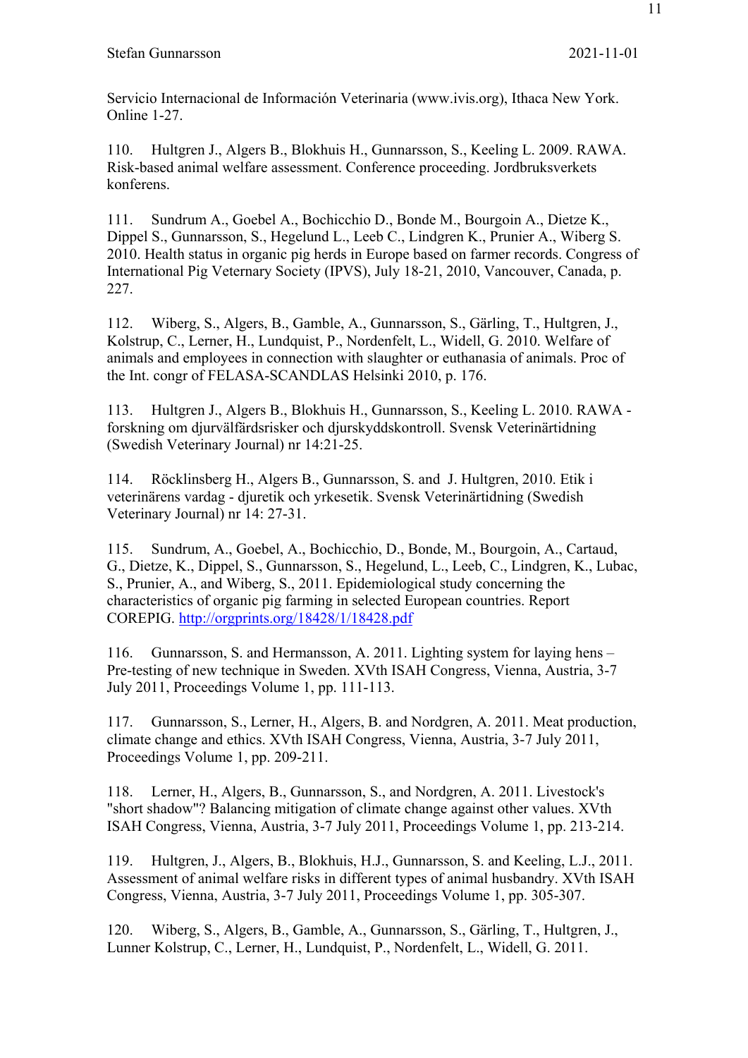Servicio Internacional de Información Veterinaria (www.ivis.org), Ithaca New York. Online 1-27.

110. Hultgren J., Algers B., Blokhuis H., Gunnarsson, S., Keeling L. 2009. RAWA. Risk-based animal welfare assessment. Conference proceeding. Jordbruksverkets konferens.

111. Sundrum A., Goebel A., Bochicchio D., Bonde M., Bourgoin A., Dietze K., Dippel S., Gunnarsson, S., Hegelund L., Leeb C., Lindgren K., Prunier A., Wiberg S. 2010. Health status in organic pig herds in Europe based on farmer records. Congress of International Pig Veternary Society (IPVS), July 18-21, 2010, Vancouver, Canada, p. 227.

112. Wiberg, S., Algers, B., Gamble, A., Gunnarsson, S., Gärling, T., Hultgren, J., Kolstrup, C., Lerner, H., Lundquist, P., Nordenfelt, L., Widell, G. 2010. Welfare of animals and employees in connection with slaughter or euthanasia of animals. Proc of the Int. congr of FELASA-SCANDLAS Helsinki 2010, p. 176.

113. Hultgren J., Algers B., Blokhuis H., Gunnarsson, S., Keeling L. 2010. RAWA - forskning om djurvälfärdsrisker och djurskyddskontroll. Svensk Veterinärtidning (Swedish Veterinary Journal) nr 14:21-25.

114. Röcklinsberg H., Algers B., Gunnarsson, S. and J. Hultgren, 2010. Etik i veterinärens vardag - djuretik och yrkesetik. Svensk Veterinärtidning (Swedish Veterinary Journal) nr 14: 27-31.

115. Sundrum, A., Goebel, A., Bochicchio, D., Bonde, M., Bourgoin, A., Cartaud, G., Dietze, K., Dippel, S., Gunnarsson, S., Hegelund, L., Leeb, C., Lindgren, K., Lubac, S., Prunier, A., and Wiberg, S., 2011. Epidemiological study concerning the characteristics of organic pig farming in selected European countries. Report COREPIG. http://orgprints.org/18428/1/18428.pdf

116. Gunnarsson, S. and Hermansson, A. 2011. Lighting system for laying hens – Pre-testing of new technique in Sweden. XVth ISAH Congress, Vienna, Austria, 3-7 July 2011, Proceedings Volume 1, pp. 111-113.

117. Gunnarsson, S., Lerner, H., Algers, B. and Nordgren, A. 2011. Meat production, climate change and ethics. XVth ISAH Congress, Vienna, Austria, 3-7 July 2011, Proceedings Volume 1, pp. 209-211.

118. Lerner, H., Algers, B., Gunnarsson, S., and Nordgren, A. 2011. Livestock's "short shadow"? Balancing mitigation of climate change against other values. XVth ISAH Congress, Vienna, Austria, 3-7 July 2011, Proceedings Volume 1, pp. 213-214.

119. Hultgren, J., Algers, B., Blokhuis, H.J., Gunnarsson, S. and Keeling, L.J., 2011. Assessment of animal welfare risks in different types of animal husbandry. XVth ISAH Congress, Vienna, Austria, 3-7 July 2011, Proceedings Volume 1, pp. 305-307.

120. Wiberg, S., Algers, B., Gamble, A., Gunnarsson, S., Gärling, T., Hultgren, J., Lunner Kolstrup, C., Lerner, H., Lundquist, P., Nordenfelt, L., Widell, G. 2011.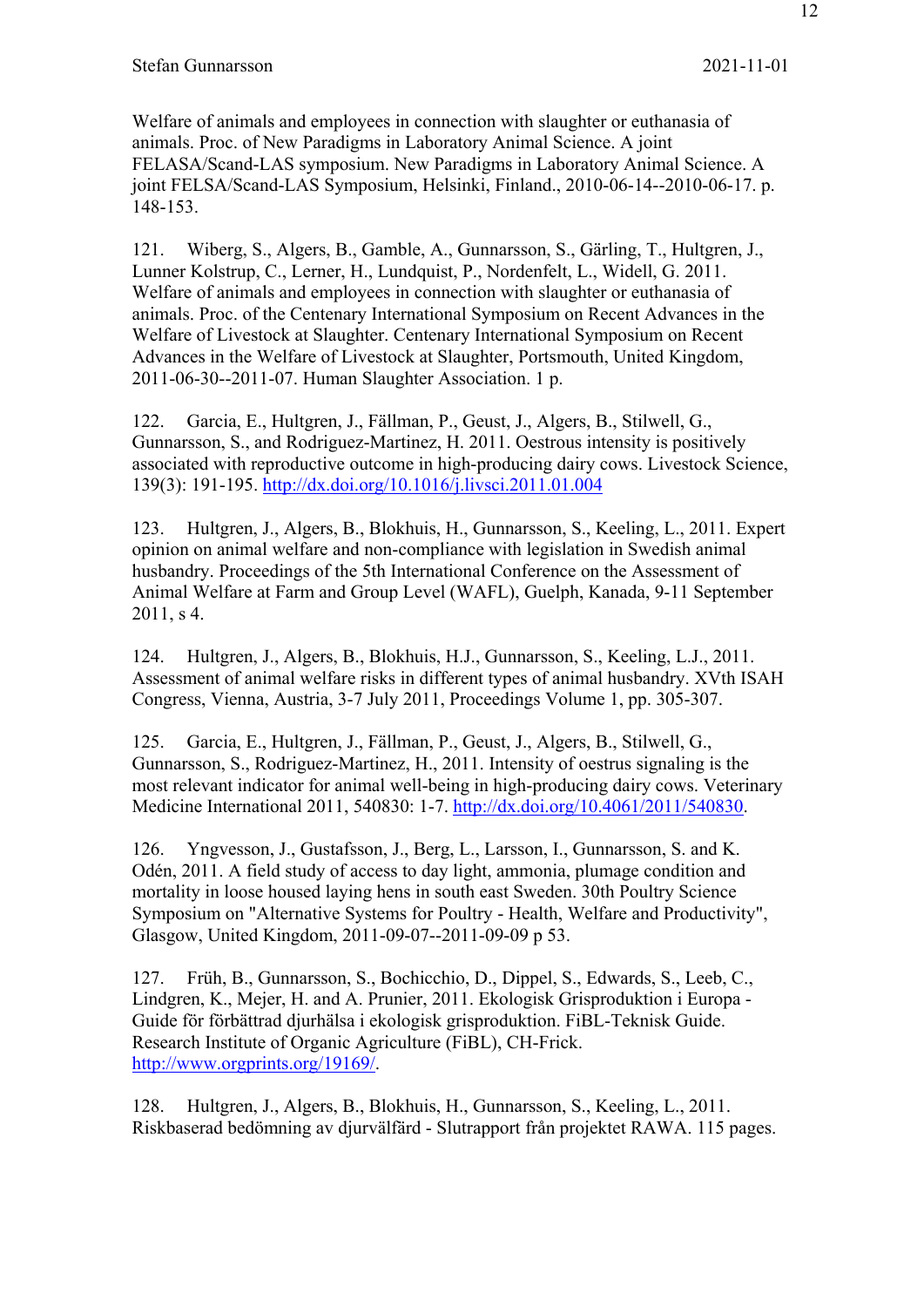Welfare of animals and employees in connection with slaughter or euthanasia of animals. Proc. of New Paradigms in Laboratory Animal Science. A joint FELASA/Scand-LAS symposium. New Paradigms in Laboratory Animal Science. A joint FELASA/Scand-LAS Symposium, Helsinki, Finland., 2010-06-14--2010-06-17. p. 148-153.

121. Wiberg, S., Algers, B., Gamble, A., Gunnarsson, S., Gärling, T., Hultgren, J., Lunner Kolstrup, C., Lerner, H., Lundquist, P., Nordenfelt, L., Widell, G. 2011. Welfare of animals and employees in connection with slaughter or euthanasia of animals. Proc. of the Centenary International Symposium on Recent Advances in the Welfare of Livestock at Slaughter. Centenary International Symposium on Recent Advances in the Welfare of Livestock at Slaughter, Portsmouth, United Kingdom, 2011-06-30--2011-07. Human Slaughter Association. 1 p.

122. Garcia, E., Hultgren, J., Fällman, P., Geust, J., Algers, B., Stilwell, G., Gunnarsson, S., and Rodriguez-Martinez, H. 2011. Oestrous intensity is positively associated with reproductive outcome in high-producing dairy cows. Livestock Science, 139(3): 191-195. http://dx.doi.org/10.1016/j.livsci.2011.01.004

123. Hultgren, J., Algers, B., Blokhuis, H., Gunnarsson, S., Keeling, L., 2011. Expert opinion on animal welfare and non-compliance with legislation in Swedish animal husbandry. Proceedings of the 5th International Conference on the Assessment of Animal Welfare at Farm and Group Level (WAFL), Guelph, Kanada, 9-11 September 2011, s 4.

124. Hultgren, J., Algers, B., Blokhuis, H.J., Gunnarsson, S., Keeling, L.J., 2011. Assessment of animal welfare risks in different types of animal husbandry. XVth ISAH Congress, Vienna, Austria, 3-7 July 2011, Proceedings Volume 1, pp. 305-307.

125. Garcia, E., Hultgren, J., Fällman, P., Geust, J., Algers, B., Stilwell, G., Gunnarsson, S., Rodriguez-Martinez, H., 2011. Intensity of oestrus signaling is the most relevant indicator for animal well-being in high-producing dairy cows. Veterinary Medicine International 2011, 540830: 1-7. http://dx.doi.org/10.4061/2011/540830.

126. Yngvesson, J., Gustafsson, J., Berg, L., Larsson, I., Gunnarsson, S. and K. Odén, 2011. A field study of access to day light, ammonia, plumage condition and mortality in loose housed laying hens in south east Sweden. 30th Poultry Science Symposium on "Alternative Systems for Poultry - Health, Welfare and Productivity", Glasgow, United Kingdom, 2011-09-07--2011-09-09 p 53.

127. Früh, B., Gunnarsson, S., Bochicchio, D., Dippel, S., Edwards, S., Leeb, C., Lindgren, K., Mejer, H. and A. Prunier, 2011. Ekologisk Grisproduktion i Europa - Guide för förbättrad djurhälsa i ekologisk grisproduktion. FiBL-Teknisk Guide. Research Institute of Organic Agriculture (FiBL), CH-Frick. http://www.orgprints.org/19169/.

128. Hultgren, J., Algers, B., Blokhuis, H., Gunnarsson, S., Keeling, L., 2011. Riskbaserad bedömning av djurvälfärd - Slutrapport från projektet RAWA. 115 pages.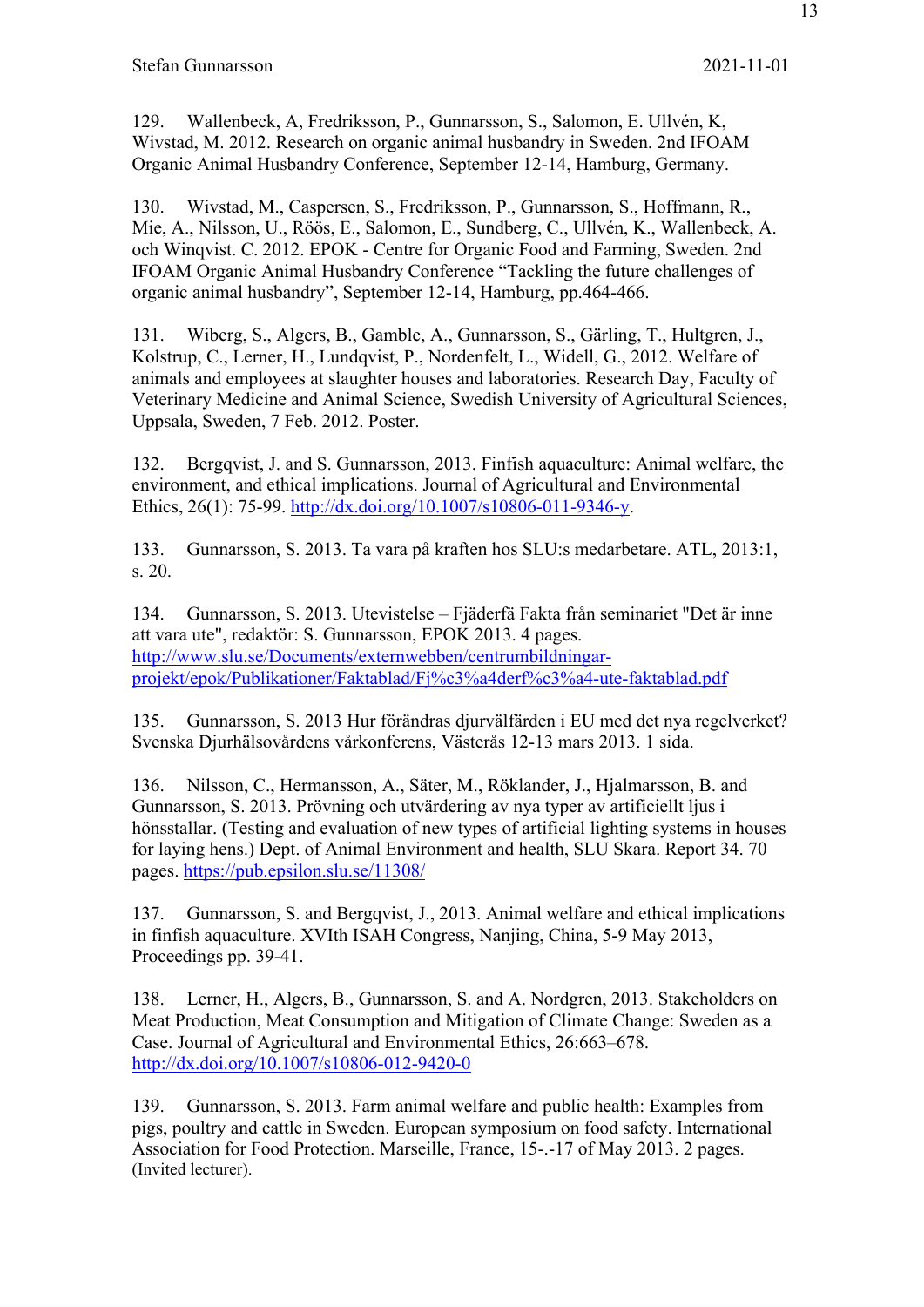129. Wallenbeck, A, Fredriksson, P., Gunnarsson, S., Salomon, E. Ullvén, K, Wivstad, M. 2012. Research on organic animal husbandry in Sweden. 2nd IFOAM Organic Animal Husbandry Conference, September 12-14, Hamburg, Germany.

130. Wivstad, M., Caspersen, S., Fredriksson, P., Gunnarsson, S., Hoffmann, R., Mie, A., Nilsson, U., Röös, E., Salomon, E., Sundberg, C., Ullvén, K., Wallenbeck, A. och Winqvist. C. 2012. EPOK - Centre for Organic Food and Farming, Sweden. 2nd IFOAM Organic Animal Husbandry Conference "Tackling the future challenges of organic animal husbandry", September 12-14, Hamburg, pp.464-466.

131. Wiberg, S., Algers, B., Gamble, A., Gunnarsson, S., Gärling, T., Hultgren, J., Kolstrup, C., Lerner, H., Lundqvist, P., Nordenfelt, L., Widell, G., 2012. Welfare of animals and employees at slaughter houses and laboratories. Research Day, Faculty of Veterinary Medicine and Animal Science, Swedish University of Agricultural Sciences, Uppsala, Sweden, 7 Feb. 2012. Poster.

132. Bergqvist, J. and S. Gunnarsson, 2013. Finfish aquaculture: Animal welfare, the environment, and ethical implications. Journal of Agricultural and Environmental Ethics, 26(1): 75-99. http://dx.doi.org/10.1007/s10806-011-9346-y.

133. Gunnarsson, S. 2013. Ta vara på kraften hos SLU:s medarbetare. ATL, 2013:1, s. 20.

134. Gunnarsson, S. 2013. Utevistelse – Fjäderfä Fakta från seminariet "Det är inne att vara ute", redaktör: S. Gunnarsson, EPOK 2013. 4 pages. http://www.slu.se/Documents/externwebben/centrumbildningar-projekt/epok/Publikationer/Faktablad/Fj%c3%a4derf%c3%a4-ute-faktablad.pdf

135. Gunnarsson, S. 2013 Hur förändras djurvälfärden i EU med det nya regelverket? Svenska Djurhälsovårdens vårkonferens, Västerås 12-13 mars 2013. 1 sida.

136. Nilsson, C., Hermansson, A., Säter, M., Röklander, J., Hjalmarsson, B. and Gunnarsson, S. 2013. Prövning och utvärdering av nya typer av artificiellt ljus i hönsstallar. (Testing and evaluation of new types of artificial lighting systems in houses for laying hens.) Dept. of Animal Environment and health, SLU Skara. Report 34. 70 pages. https://pub.epsilon.slu.se/11308/

137. Gunnarsson, S. and Bergqvist, J., 2013. Animal welfare and ethical implications in finfish aquaculture. XVIth ISAH Congress, Nanjing, China, 5-9 May 2013, Proceedings pp. 39-41.

138. Lerner, H., Algers, B., Gunnarsson, S. and A. Nordgren, 2013. Stakeholders on Meat Production, Meat Consumption and Mitigation of Climate Change: Sweden as a Case. Journal of Agricultural and Environmental Ethics, 26:663–678. http://dx.doi.org/10.1007/s10806-012-9420-0

139. Gunnarsson, S. 2013. Farm animal welfare and public health: Examples from pigs, poultry and cattle in Sweden. European symposium on food safety. International Association for Food Protection. Marseille, France, 15-.-17 of May 2013. 2 pages. (Invited lecturer).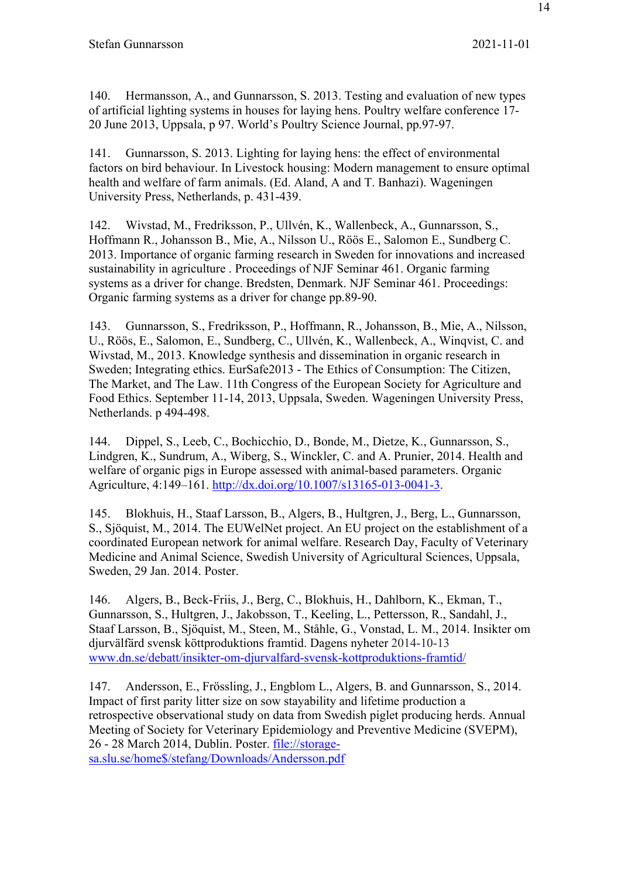140. Hermansson, A., and Gunnarsson, S. 2013. Testing and evaluation of new types of artificial lighting systems in houses for laying hens. Poultry welfare conference 17-20 June 2013, Uppsala, p 97. World's Poultry Science Journal, pp.97-97.

141. Gunnarsson, S. 2013. Lighting for laying hens: the effect of environmental factors on bird behaviour. In Livestock housing: Modern management to ensure optimal health and welfare of farm animals. (Ed. Aland, A and T. Banhazi). Wageningen University Press, Netherlands, p. 431-439.

142. Wivstad, M., Fredriksson, P., Ullvén, K., Wallenbeck, A., Gunnarsson, S., Hoffmann R., Johansson B., Mie, A., Nilsson U., Röös E., Salomon E., Sundberg C. 2013. Importance of organic farming research in Sweden for innovations and increased sustainability in agriculture . Proceedings of NJF Seminar 461. Organic farming systems as a driver for change. Bredsten, Denmark. NJF Seminar 461. Proceedings: Organic farming systems as a driver for change pp.89-90.

143. Gunnarsson, S., Fredriksson, P., Hoffmann, R., Johansson, B., Mie, A., Nilsson, U., Röös, E., Salomon, E., Sundberg, C., Ullvén, K., Wallenbeck, A., Winqvist, C. and Wivstad, M., 2013. Knowledge synthesis and dissemination in organic research in Sweden; Integrating ethics. EurSafe2013 - The Ethics of Consumption: The Citizen, The Market, and The Law. 11th Congress of the European Society for Agriculture and Food Ethics. September 11-14, 2013, Uppsala, Sweden. Wageningen University Press, Netherlands. p 494-498.

144. Dippel, S., Leeb, C., Bochicchio, D., Bonde, M., Dietze, K., Gunnarsson, S., Lindgren, K., Sundrum, A., Wiberg, S., Winckler, C. and A. Prunier, 2014. Health and welfare of organic pigs in Europe assessed with animal-based parameters. Organic Agriculture, 4:149–161. http://dx.doi.org/10.1007/s13165-013-0041-3.

145. Blokhuis, H., Staaf Larsson, B., Algers, B., Hultgren, J., Berg, L., Gunnarsson, S., Sjöquist, M., 2014. The EUWelNet project. An EU project on the establishment of a coordinated European network for animal welfare. Research Day, Faculty of Veterinary Medicine and Animal Science, Swedish University of Agricultural Sciences, Uppsala, Sweden, 29 Jan. 2014. Poster.

146. Algers, B., Beck-Friis, J., Berg, C., Blokhuis, H., Dahlborn, K., Ekman, T., Gunnarsson, S., Hultgren, J., Jakobsson, T., Keeling, L., Pettersson, R., Sandahl, J., Staaf Larsson, B., Sjöquist, M., Steen, M., Ståhle, G., Vonstad, L. M., 2014. Insikter om djurvälfärd svensk köttproduktions framtid. Dagens nyheter 2014-10-13 www.dn.se/debatt/insikter-om-djurvalfard-svensk-kottproduktions-framtid/

147. Andersson, E., Frössling, J., Engblom L., Algers, B. and Gunnarsson, S., 2014. Impact of first parity litter size on sow stayability and lifetime production a retrospective observational study on data from Swedish piglet producing herds. Annual Meeting of Society for Veterinary Epidemiology and Preventive Medicine (SVEPM), 26 - 28 March 2014, Dublin. Poster. file://storage-sa.slu.se/home$/stefang/Downloads/Andersson.pdf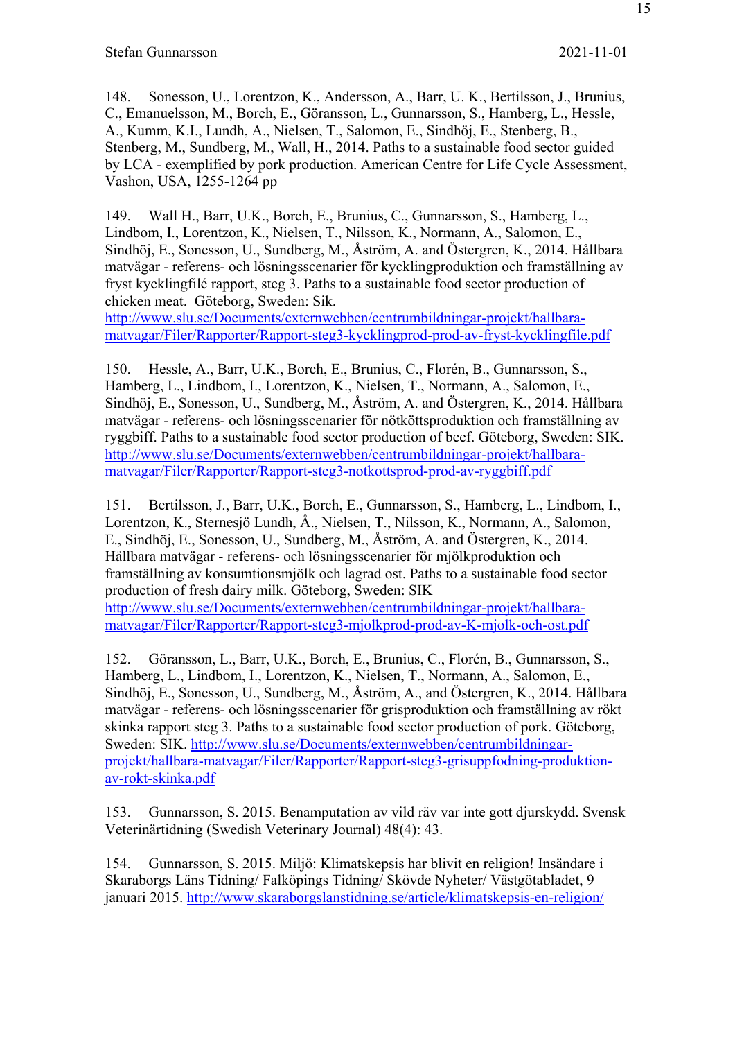148. Sonesson, U., Lorentzon, K., Andersson, A., Barr, U. K., Bertilsson, J., Brunius, C., Emanuelsson, M., Borch, E., Göransson, L., Gunnarsson, S., Hamberg, L., Hessle, A., Kumm, K.I., Lundh, A., Nielsen, T., Salomon, E., Sindhöj, E., Stenberg, B., Stenberg, M., Sundberg, M., Wall, H., 2014. Paths to a sustainable food sector guided by LCA - exemplified by pork production. American Centre for Life Cycle Assessment, Vashon, USA, 1255-1264 pp

149. Wall H., Barr, U.K., Borch, E., Brunius, C., Gunnarsson, S., Hamberg, L., Lindbom, I., Lorentzon, K., Nielsen, T., Nilsson, K., Normann, A., Salomon, E., Sindhöj, E., Sonesson, U., Sundberg, M., Åström, A. and Östergren, K., 2014. Hållbara matvägar - referens- och lösningsscenarier för kycklingproduktion och framställning av fryst kycklingfilé rapport, steg 3. Paths to a sustainable food sector production of chicken meat. Göteborg, Sweden: Sik. http://www.slu.se/Documents/externwebben/centrumbildningar-projekt/hallbara-matvagar/Filer/Rapporter/Rapport-steg3-kycklingprod-prod-av-fryst-kycklingfile.pdf

150. Hessle, A., Barr, U.K., Borch, E., Brunius, C., Florén, B., Gunnarsson, S., Hamberg, L., Lindbom, I., Lorentzon, K., Nielsen, T., Normann, A., Salomon, E., Sindhöj, E., Sonesson, U., Sundberg, M., Åström, A. and Östergren, K., 2014. Hållbara matvägar - referens- och lösningsscenarier för nötköttsproduktion och framställning av ryggbiff. Paths to a sustainable food sector production of beef. Göteborg, Sweden: SIK. http://www.slu.se/Documents/externwebben/centrumbildningar-projekt/hallbara-matvagar/Filer/Rapporter/Rapport-steg3-notkottsprod-prod-av-ryggbiff.pdf

151. Bertilsson, J., Barr, U.K., Borch, E., Gunnarsson, S., Hamberg, L., Lindbom, I., Lorentzon, K., Sternesjö Lundh, Å., Nielsen, T., Nilsson, K., Normann, A., Salomon, E., Sindhöj, E., Sonesson, U., Sundberg, M., Åström, A. and Östergren, K., 2014. Hållbara matvägar - referens- och lösningsscenarier för mjölkproduktion och framställning av konsumtionsmjölk och lagrad ost. Paths to a sustainable food sector production of fresh dairy milk. Göteborg, Sweden: SIK http://www.slu.se/Documents/externwebben/centrumbildningar-projekt/hallbara-matvagar/Filer/Rapporter/Rapport-steg3-mjolkprod-prod-av-K-mjolk-och-ost.pdf

152. Göransson, L., Barr, U.K., Borch, E., Brunius, C., Florén, B., Gunnarsson, S., Hamberg, L., Lindbom, I., Lorentzon, K., Nielsen, T., Normann, A., Salomon, E., Sindhöj, E., Sonesson, U., Sundberg, M., Åström, A., and Östergren, K., 2014. Hållbara matvägar - referens- och lösningsscenarier för grisproduktion och framställning av rökt skinka rapport steg 3. Paths to a sustainable food sector production of pork. Göteborg, Sweden: SIK. http://www.slu.se/Documents/externwebben/centrumbildningar-projekt/hallbara-matvagar/Filer/Rapporter/Rapport-steg3-grisuppfodning-produktion-av-rokt-skinka.pdf

153. Gunnarsson, S. 2015. Benamputation av vild räv var inte gott djurskydd. Svensk Veterinärtidning (Swedish Veterinary Journal) 48(4): 43.

154. Gunnarsson, S. 2015. Miljö: Klimatskepsis har blivit en religion! Insändare i Skaraborgs Läns Tidning/ Falköpings Tidning/ Skövde Nyheter/ Västgötabladet, 9 januari 2015. http://www.skaraborgslanstidning.se/article/klimatskepsis-en-religion/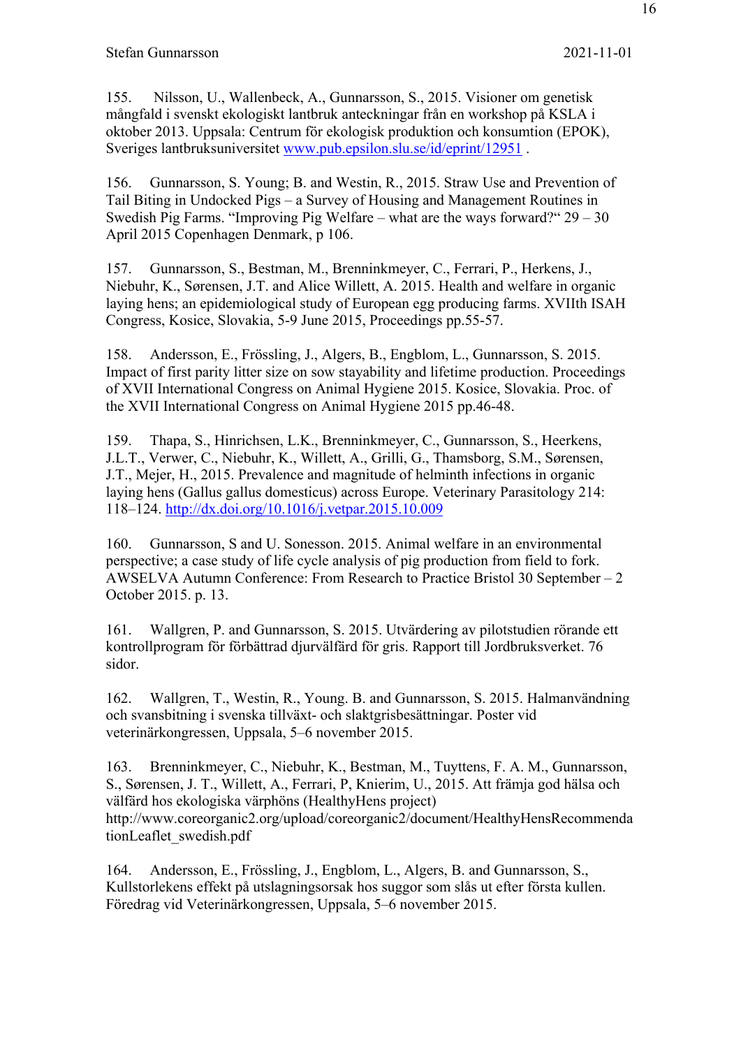155. Nilsson, U., Wallenbeck, A., Gunnarsson, S., 2015. Visioner om genetisk mångfald i svenskt ekologiskt lantbruk anteckningar från en workshop på KSLA i oktober 2013. Uppsala: Centrum för ekologisk produktion och konsumtion (EPOK), Sveriges lantbruksuniversitet www.pub.epsilon.slu.se/id/eprint/12951 .

156. Gunnarsson, S. Young; B. and Westin, R., 2015. Straw Use and Prevention of Tail Biting in Undocked Pigs – a Survey of Housing and Management Routines in Swedish Pig Farms. "Improving Pig Welfare – what are the ways forward?" 29 – 30 April 2015 Copenhagen Denmark, p 106.

157. Gunnarsson, S., Bestman, M., Brenninkmeyer, C., Ferrari, P., Herkens, J., Niebuhr, K., Sørensen, J.T. and Alice Willett, A. 2015. Health and welfare in organic laying hens; an epidemiological study of European egg producing farms. XVIIth ISAH Congress, Kosice, Slovakia, 5-9 June 2015, Proceedings pp.55-57.

158. Andersson, E., Frössling, J., Algers, B., Engblom, L., Gunnarsson, S. 2015. Impact of first parity litter size on sow stayability and lifetime production. Proceedings of XVII International Congress on Animal Hygiene 2015. Kosice, Slovakia. Proc. of the XVII International Congress on Animal Hygiene 2015 pp.46-48.

159. Thapa, S., Hinrichsen, L.K., Brenninkmeyer, C., Gunnarsson, S., Heerkens, J.L.T., Verwer, C., Niebuhr, K., Willett, A., Grilli, G., Thamsborg, S.M., Sørensen, J.T., Mejer, H., 2015. Prevalence and magnitude of helminth infections in organic laying hens (Gallus gallus domesticus) across Europe. Veterinary Parasitology 214: 118–124. http://dx.doi.org/10.1016/j.vetpar.2015.10.009

160. Gunnarsson, S and U. Sonesson. 2015. Animal welfare in an environmental perspective; a case study of life cycle analysis of pig production from field to fork. AWSELVA Autumn Conference: From Research to Practice Bristol 30 September – 2 October 2015. p. 13.

161. Wallgren, P. and Gunnarsson, S. 2015. Utvärdering av pilotstudien rörande ett kontrollprogram för förbättrad djurvälfärd för gris. Rapport till Jordbruksverket. 76 sidor.

162. Wallgren, T., Westin, R., Young. B. and Gunnarsson, S. 2015. Halmanvändning och svansbitning i svenska tillväxt- och slaktgrisbesättningar. Poster vid veterinärkongressen, Uppsala, 5–6 november 2015.

163. Brenninkmeyer, C., Niebuhr, K., Bestman, M., Tuyttens, F. A. M., Gunnarsson, S., Sørensen, J. T., Willett, A., Ferrari, P, Knierim, U., 2015. Att främja god hälsa och välfärd hos ekologiska värphöns (HealthyHens project) http://www.coreorganic2.org/upload/coreorganic2/document/HealthyHensRecommendationLeaflet_swedish.pdf

164. Andersson, E., Frössling, J., Engblom, L., Algers, B. and Gunnarsson, S., Kullstorlekens effekt på utslagningsorsak hos suggor som slås ut efter första kullen. Föredrag vid Veterinärkongressen, Uppsala, 5–6 november 2015.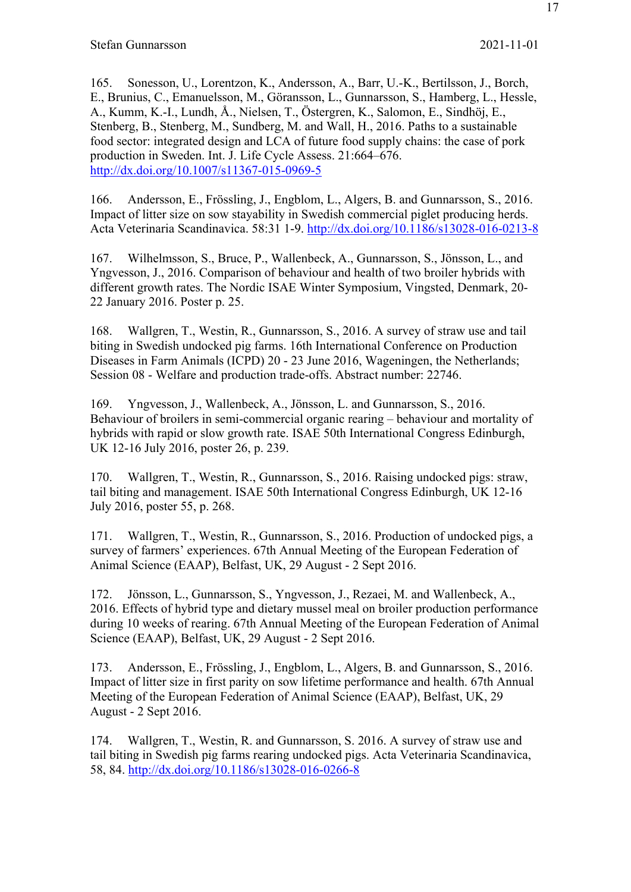165. Sonesson, U., Lorentzon, K., Andersson, A., Barr, U.-K., Bertilsson, J., Borch, E., Brunius, C., Emanuelsson, M., Göransson, L., Gunnarsson, S., Hamberg, L., Hessle, A., Kumm, K.-I., Lundh, Å., Nielsen, T., Östergren, K., Salomon, E., Sindhöj, E., Stenberg, B., Stenberg, M., Sundberg, M. and Wall, H., 2016. Paths to a sustainable food sector: integrated design and LCA of future food supply chains: the case of pork production in Sweden. Int. J. Life Cycle Assess. 21:664–676. http://dx.doi.org/10.1007/s11367-015-0969-5

166. Andersson, E., Frössling, J., Engblom, L., Algers, B. and Gunnarsson, S., 2016. Impact of litter size on sow stayability in Swedish commercial piglet producing herds. Acta Veterinaria Scandinavica. 58:31 1-9. http://dx.doi.org/10.1186/s13028-016-0213-8

167. Wilhelmsson, S., Bruce, P., Wallenbeck, A., Gunnarsson, S., Jönsson, L., and Yngvesson, J., 2016. Comparison of behaviour and health of two broiler hybrids with different growth rates. The Nordic ISAE Winter Symposium, Vingsted, Denmark, 20-22 January 2016. Poster p. 25.

168. Wallgren, T., Westin, R., Gunnarsson, S., 2016. A survey of straw use and tail biting in Swedish undocked pig farms. 16th International Conference on Production Diseases in Farm Animals (ICPD) 20 - 23 June 2016, Wageningen, the Netherlands; Session 08 - Welfare and production trade-offs. Abstract number: 22746.

169. Yngvesson, J., Wallenbeck, A., Jönsson, L. and Gunnarsson, S., 2016. Behaviour of broilers in semi-commercial organic rearing – behaviour and mortality of hybrids with rapid or slow growth rate. ISAE 50th International Congress Edinburgh, UK 12-16 July 2016, poster 26, p. 239.

170. Wallgren, T., Westin, R., Gunnarsson, S., 2016. Raising undocked pigs: straw, tail biting and management. ISAE 50th International Congress Edinburgh, UK 12-16 July 2016, poster 55, p. 268.

171. Wallgren, T., Westin, R., Gunnarsson, S., 2016. Production of undocked pigs, a survey of farmers' experiences. 67th Annual Meeting of the European Federation of Animal Science (EAAP), Belfast, UK, 29 August - 2 Sept 2016.

172. Jönsson, L., Gunnarsson, S., Yngvesson, J., Rezaei, M. and Wallenbeck, A., 2016. Effects of hybrid type and dietary mussel meal on broiler production performance during 10 weeks of rearing. 67th Annual Meeting of the European Federation of Animal Science (EAAP), Belfast, UK, 29 August - 2 Sept 2016.

173. Andersson, E., Frössling, J., Engblom, L., Algers, B. and Gunnarsson, S., 2016. Impact of litter size in first parity on sow lifetime performance and health. 67th Annual Meeting of the European Federation of Animal Science (EAAP), Belfast, UK, 29 August - 2 Sept 2016.

174. Wallgren, T., Westin, R. and Gunnarsson, S. 2016. A survey of straw use and tail biting in Swedish pig farms rearing undocked pigs. Acta Veterinaria Scandinavica, 58, 84. http://dx.doi.org/10.1186/s13028-016-0266-8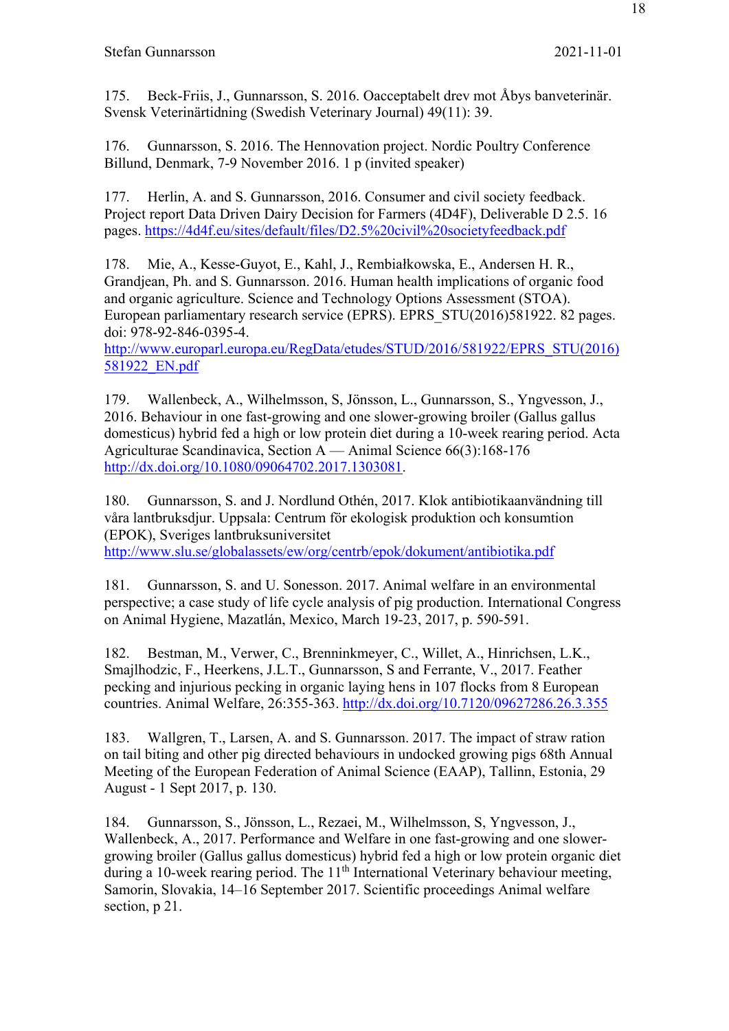175. Beck-Friis, J., Gunnarsson, S. 2016. Oacceptabelt drev mot Åbys banveterinär. Svensk Veterinärtidning (Swedish Veterinary Journal) 49(11): 39.

176. Gunnarsson, S. 2016. The Hennovation project. Nordic Poultry Conference Billund, Denmark, 7-9 November 2016. 1 p (invited speaker)

177. Herlin, A. and S. Gunnarsson, 2016. Consumer and civil society feedback. Project report Data Driven Dairy Decision for Farmers (4D4F), Deliverable D 2.5. 16 pages. https://4d4f.eu/sites/default/files/D2.5%20civil%20societyfeedback.pdf

178. Mie, A., Kesse-Guyot, E., Kahl, J., Rembiałkowska, E., Andersen H. R., Grandjean, Ph. and S. Gunnarsson. 2016. Human health implications of organic food and organic agriculture. Science and Technology Options Assessment (STOA). European parliamentary research service (EPRS). EPRS_STU(2016)581922. 82 pages. doi: 978-92-846-0395-4.
http://www.europarl.europa.eu/RegData/etudes/STUD/2016/581922/EPRS_STU(2016)581922_EN.pdf

179. Wallenbeck, A., Wilhelmsson, S, Jönsson, L., Gunnarsson, S., Yngvesson, J., 2016. Behaviour in one fast-growing and one slower-growing broiler (Gallus gallus domesticus) hybrid fed a high or low protein diet during a 10-week rearing period. Acta Agriculturae Scandinavica, Section A — Animal Science 66(3):168-176 http://dx.doi.org/10.1080/09064702.2017.1303081.

180. Gunnarsson, S. and J. Nordlund Othén, 2017. Klok antibiotikaanvändning till våra lantbruksdjur. Uppsala: Centrum för ekologisk produktion och konsumtion (EPOK), Sveriges lantbruksuniversitet
http://www.slu.se/globalassets/ew/org/centrb/epok/dokument/antibiotika.pdf

181. Gunnarsson, S. and U. Sonesson. 2017. Animal welfare in an environmental perspective; a case study of life cycle analysis of pig production. International Congress on Animal Hygiene, Mazatlán, Mexico, March 19-23, 2017, p. 590-591.

182. Bestman, M., Verwer, C., Brenninkmeyer, C., Willet, A., Hinrichsen, L.K., Smajlhodzic, F., Heerkens, J.L.T., Gunnarsson, S and Ferrante, V., 2017. Feather pecking and injurious pecking in organic laying hens in 107 flocks from 8 European countries. Animal Welfare, 26:355-363. http://dx.doi.org/10.7120/09627286.26.3.355

183. Wallgren, T., Larsen, A. and S. Gunnarsson. 2017. The impact of straw ration on tail biting and other pig directed behaviours in undocked growing pigs 68th Annual Meeting of the European Federation of Animal Science (EAAP), Tallinn, Estonia, 29 August - 1 Sept 2017, p. 130.

184. Gunnarsson, S., Jönsson, L., Rezaei, M., Wilhelmsson, S, Yngvesson, J., Wallenbeck, A., 2017. Performance and Welfare in one fast-growing and one slower-growing broiler (Gallus gallus domesticus) hybrid fed a high or low protein organic diet during a 10-week rearing period. The 11th International Veterinary behaviour meeting, Samorin, Slovakia, 14–16 September 2017. Scientific proceedings Animal welfare section, p 21.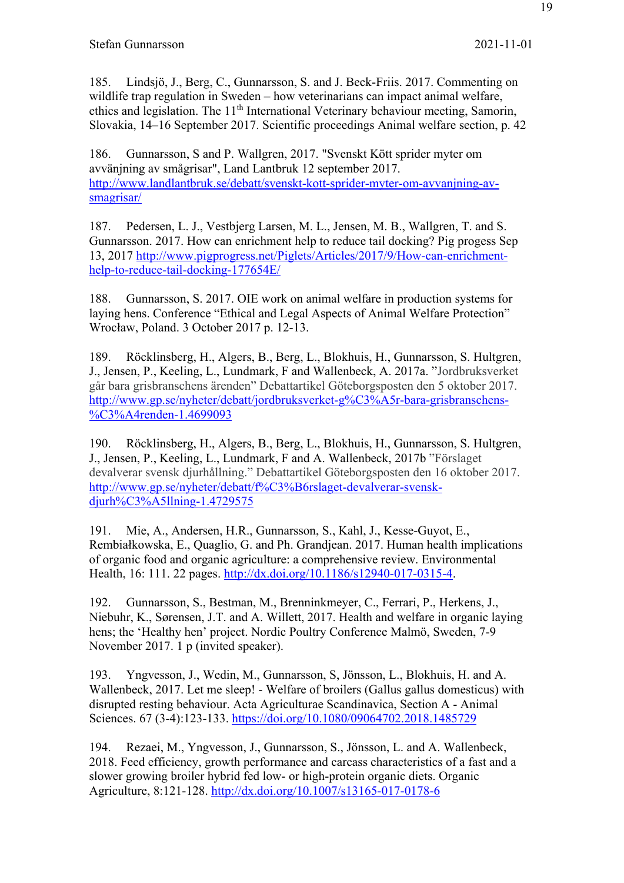185. Lindsjö, J., Berg, C., Gunnarsson, S. and J. Beck-Friis. 2017. Commenting on wildlife trap regulation in Sweden – how veterinarians can impact animal welfare, ethics and legislation. The 11th International Veterinary behaviour meeting, Samorin, Slovakia, 14–16 September 2017. Scientific proceedings Animal welfare section, p. 42

186. Gunnarsson, S and P. Wallgren, 2017. "Svenskt Kött sprider myter om avvänjning av smågrisar", Land Lantbruk 12 september 2017. http://www.landlantbruk.se/debatt/svenskt-kott-sprider-myter-om-avvanjning-av-smagrisar/

187. Pedersen, L. J., Vestbjerg Larsen, M. L., Jensen, M. B., Wallgren, T. and S. Gunnarsson. 2017. How can enrichment help to reduce tail docking? Pig progess Sep 13, 2017 http://www.pigprogress.net/Piglets/Articles/2017/9/How-can-enrichment-help-to-reduce-tail-docking-177654E/

188. Gunnarsson, S. 2017. OIE work on animal welfare in production systems for laying hens. Conference "Ethical and Legal Aspects of Animal Welfare Protection" Wrocław, Poland. 3 October 2017 p. 12-13.

189. Röcklinsberg, H., Algers, B., Berg, L., Blokhuis, H., Gunnarsson, S. Hultgren, J., Jensen, P., Keeling, L., Lundmark, F and Wallenbeck, A. 2017a. "Jordbruksverket går bara grisbranschens ärenden" Debattartikel Göteborgsposten den 5 oktober 2017. http://www.gp.se/nyheter/debatt/jordbruksverket-g%C3%A5r-bara-grisbranschens-%C3%A4renden-1.4699093

190. Röcklinsberg, H., Algers, B., Berg, L., Blokhuis, H., Gunnarsson, S. Hultgren, J., Jensen, P., Keeling, L., Lundmark, F and A. Wallenbeck, 2017b "Förslaget devalverar svensk djurhållning." Debattartikel Göteborgsposten den 16 oktober 2017. http://www.gp.se/nyheter/debatt/f%C3%B6rslaget-devalverar-svensk-djurh%C3%A5llning-1.4729575

191. Mie, A., Andersen, H.R., Gunnarsson, S., Kahl, J., Kesse-Guyot, E., Rembiałkowska, E., Quaglio, G. and Ph. Grandjean. 2017. Human health implications of organic food and organic agriculture: a comprehensive review. Environmental Health, 16: 111. 22 pages. http://dx.doi.org/10.1186/s12940-017-0315-4.

192. Gunnarsson, S., Bestman, M., Brenninkmeyer, C., Ferrari, P., Herkens, J., Niebuhr, K., Sørensen, J.T. and A. Willett, 2017. Health and welfare in organic laying hens; the 'Healthy hen' project. Nordic Poultry Conference Malmö, Sweden, 7-9 November 2017. 1 p (invited speaker).

193. Yngvesson, J., Wedin, M., Gunnarsson, S, Jönsson, L., Blokhuis, H. and A. Wallenbeck, 2017. Let me sleep! - Welfare of broilers (Gallus gallus domesticus) with disrupted resting behaviour. Acta Agriculturae Scandinavica, Section A - Animal Sciences. 67 (3-4):123-133. https://doi.org/10.1080/09064702.2018.1485729

194. Rezaei, M., Yngvesson, J., Gunnarsson, S., Jönsson, L. and A. Wallenbeck, 2018. Feed efficiency, growth performance and carcass characteristics of a fast and a slower growing broiler hybrid fed low- or high-protein organic diets. Organic Agriculture, 8:121-128. http://dx.doi.org/10.1007/s13165-017-0178-6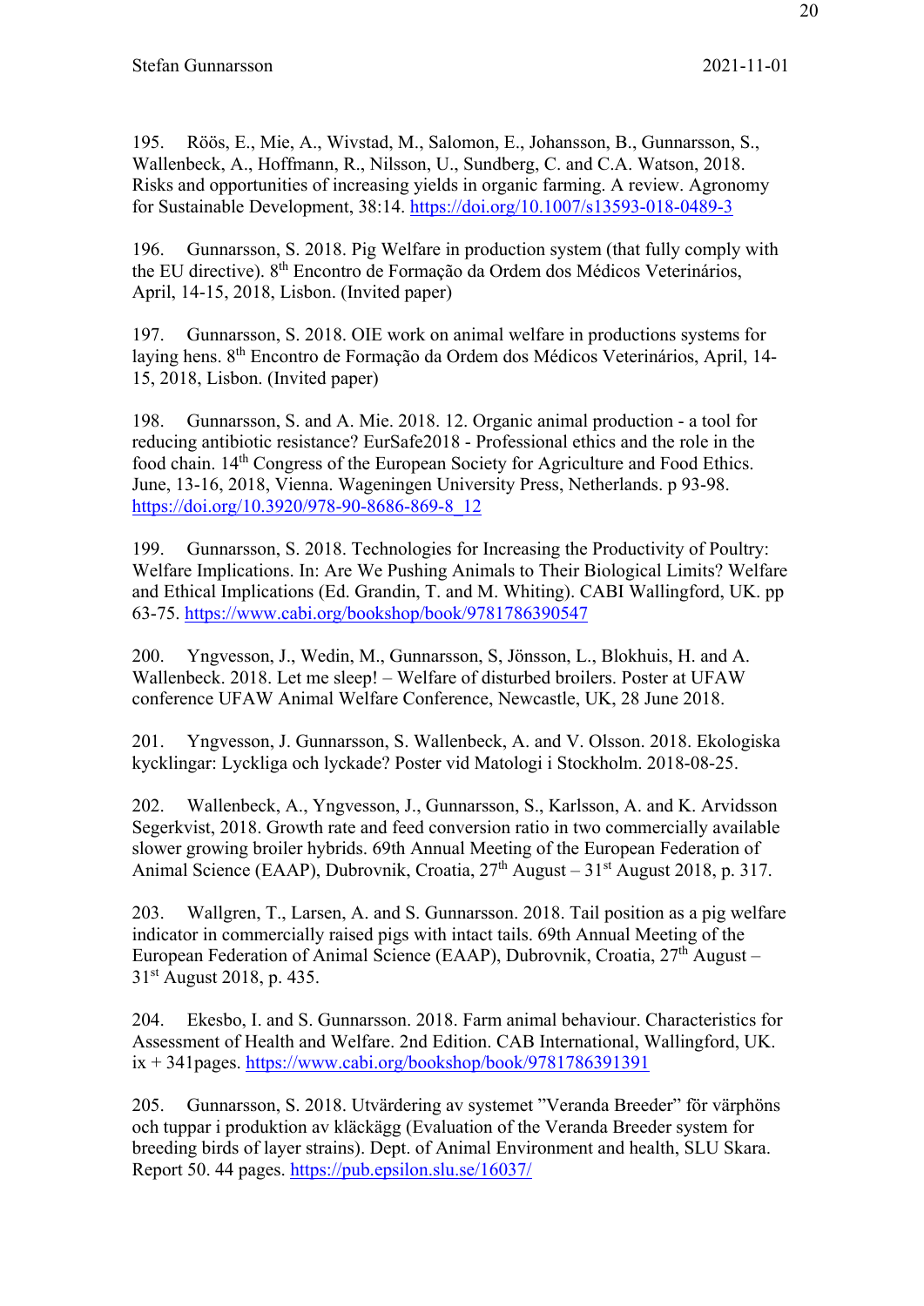195. Röös, E., Mie, A., Wivstad, M., Salomon, E., Johansson, B., Gunnarsson, S., Wallenbeck, A., Hoffmann, R., Nilsson, U., Sundberg, C. and C.A. Watson, 2018. Risks and opportunities of increasing yields in organic farming. A review. Agronomy for Sustainable Development, 38:14. https://doi.org/10.1007/s13593-018-0489-3

196. Gunnarsson, S. 2018. Pig Welfare in production system (that fully comply with the EU directive). 8th Encontro de Formação da Ordem dos Médicos Veterinários, April, 14-15, 2018, Lisbon. (Invited paper)

197. Gunnarsson, S. 2018. OIE work on animal welfare in productions systems for laying hens. 8th Encontro de Formação da Ordem dos Médicos Veterinários, April, 14-15, 2018, Lisbon. (Invited paper)

198. Gunnarsson, S. and A. Mie. 2018. 12. Organic animal production - a tool for reducing antibiotic resistance? EurSafe2018 - Professional ethics and the role in the food chain. 14th Congress of the European Society for Agriculture and Food Ethics. June, 13-16, 2018, Vienna. Wageningen University Press, Netherlands. p 93-98. https://doi.org/10.3920/978-90-8686-869-8_12

199. Gunnarsson, S. 2018. Technologies for Increasing the Productivity of Poultry: Welfare Implications. In: Are We Pushing Animals to Their Biological Limits? Welfare and Ethical Implications (Ed. Grandin, T. and M. Whiting). CABI Wallingford, UK. pp 63-75. https://www.cabi.org/bookshop/book/9781786390547

200. Yngvesson, J., Wedin, M., Gunnarsson, S, Jönsson, L., Blokhuis, H. and A. Wallenbeck. 2018. Let me sleep! – Welfare of disturbed broilers. Poster at UFAW conference UFAW Animal Welfare Conference, Newcastle, UK, 28 June 2018.

201. Yngvesson, J. Gunnarsson, S. Wallenbeck, A. and V. Olsson. 2018. Ekologiska kycklingar: Lyckliga och lyckade? Poster vid Matologi i Stockholm. 2018-08-25.

202. Wallenbeck, A., Yngvesson, J., Gunnarsson, S., Karlsson, A. and K. Arvidsson Segerkvist, 2018. Growth rate and feed conversion ratio in two commercially available slower growing broiler hybrids. 69th Annual Meeting of the European Federation of Animal Science (EAAP), Dubrovnik, Croatia, 27th August – 31st August 2018, p. 317.

203. Wallgren, T., Larsen, A. and S. Gunnarsson. 2018. Tail position as a pig welfare indicator in commercially raised pigs with intact tails. 69th Annual Meeting of the European Federation of Animal Science (EAAP), Dubrovnik, Croatia, 27th August – 31st August 2018, p. 435.

204. Ekesbo, I. and S. Gunnarsson. 2018. Farm animal behaviour. Characteristics for Assessment of Health and Welfare. 2nd Edition. CAB International, Wallingford, UK. ix + 341pages. https://www.cabi.org/bookshop/book/9781786391391

205. Gunnarsson, S. 2018. Utvärdering av systemet "Veranda Breeder" för värphöns och tuppar i produktion av kläckägg (Evaluation of the Veranda Breeder system for breeding birds of layer strains). Dept. of Animal Environment and health, SLU Skara. Report 50. 44 pages. https://pub.epsilon.slu.se/16037/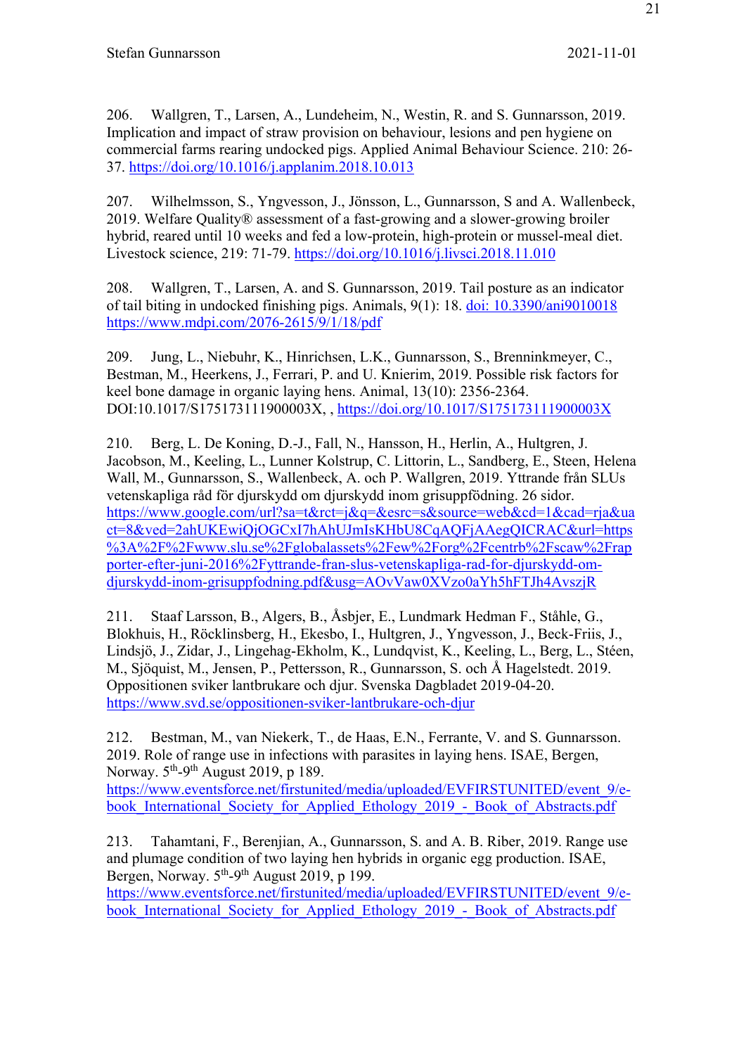206. Wallgren, T., Larsen, A., Lundeheim, N., Westin, R. and S. Gunnarsson, 2019. Implication and impact of straw provision on behaviour, lesions and pen hygiene on commercial farms rearing undocked pigs. Applied Animal Behaviour Science. 210: 26-37. https://doi.org/10.1016/j.applanim.2018.10.013

207. Wilhelmsson, S., Yngvesson, J., Jönsson, L., Gunnarsson, S and A. Wallenbeck, 2019. Welfare Quality® assessment of a fast-growing and a slower-growing broiler hybrid, reared until 10 weeks and fed a low-protein, high-protein or mussel-meal diet. Livestock science, 219: 71-79. https://doi.org/10.1016/j.livsci.2018.11.010

208. Wallgren, T., Larsen, A. and S. Gunnarsson, 2019. Tail posture as an indicator of tail biting in undocked finishing pigs. Animals, 9(1): 18. doi: 10.3390/ani9010018 https://www.mdpi.com/2076-2615/9/1/18/pdf

209. Jung, L., Niebuhr, K., Hinrichsen, L.K., Gunnarsson, S., Brenninkmeyer, C., Bestman, M., Heerkens, J., Ferrari, P. and U. Knierim, 2019. Possible risk factors for keel bone damage in organic laying hens. Animal, 13(10): 2356-2364. DOI:10.1017/S175173111900003X, , https://doi.org/10.1017/S175173111900003X

210. Berg, L. De Koning, D.-J., Fall, N., Hansson, H., Herlin, A., Hultgren, J. Jacobson, M., Keeling, L., Lunner Kolstrup, C. Littorin, L., Sandberg, E., Steen, Helena Wall, M., Gunnarsson, S., Wallenbeck, A. och P. Wallgren, 2019. Yttrande från SLUs vetenskapliga råd för djurskydd om djurskydd inom grisuppfödning. 26 sidor. https://www.google.com/url?sa=t&rct=j&q=&esrc=s&source=web&cd=1&cad=rja&uact=8&ved=2ahUKEwiQjOGCxI7hAhUJmIsKHbU8CqAQFjAAegQICRAC&url=https%3A%2F%2Fwww.slu.se%2Fglobalassets%2Few%2Forg%2Fcentrb%2Fscaw%2Frapporter-efter-juni-2016%2Fyttrande-fran-slus-vetenskapliga-rad-for-djurskydd-om-djurskydd-inom-grisuppfodning.pdf&usg=AOvVaw0XVzo0aYh5hFTJh4AvszjR

211. Staaf Larsson, B., Algers, B., Åsbjer, E., Lundmark Hedman F., Ståhle, G., Blokhuis, H., Röcklinsberg, H., Ekesbo, I., Hultgren, J., Yngvesson, J., Beck-Friis, J., Lindsjö, J., Zidar, J., Lingehag-Ekholm, K., Lundqvist, K., Keeling, L., Berg, L., Stéen, M., Sjöquist, M., Jensen, P., Pettersson, R., Gunnarsson, S. och Å Hagelstedt. 2019. Oppositionen sviker lantbrukare och djur. Svenska Dagbladet 2019-04-20. https://www.svd.se/oppositionen-sviker-lantbrukare-och-djur

212. Bestman, M., van Niekerk, T., de Haas, E.N., Ferrante, V. and S. Gunnarsson. 2019. Role of range use in infections with parasites in laying hens. ISAE, Bergen, Norway. 5th-9th August 2019, p 189. https://www.eventsforce.net/firstunited/media/uploaded/EVFIRSTUNITED/event_9/e-book_International_Society_for_Applied_Ethology_2019_-_Book_of_Abstracts.pdf

213. Tahamtani, F., Berenjian, A., Gunnarsson, S. and A. B. Riber, 2019. Range use and plumage condition of two laying hen hybrids in organic egg production. ISAE, Bergen, Norway. 5th-9th August 2019, p 199. https://www.eventsforce.net/firstunited/media/uploaded/EVFIRSTUNITED/event_9/e-book_International_Society_for_Applied_Ethology_2019_-_Book_of_Abstracts.pdf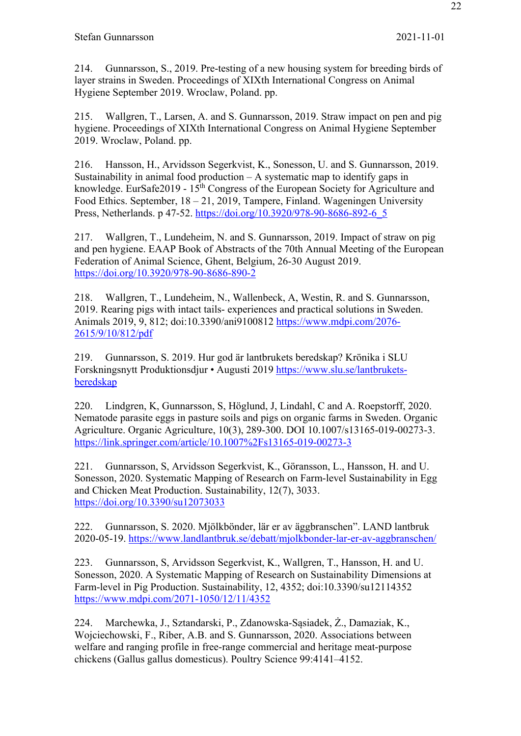214. Gunnarsson, S., 2019. Pre-testing of a new housing system for breeding birds of layer strains in Sweden. Proceedings of XIXth International Congress on Animal Hygiene September 2019. Wroclaw, Poland. pp.

215. Wallgren, T., Larsen, A. and S. Gunnarsson, 2019. Straw impact on pen and pig hygiene. Proceedings of XIXth International Congress on Animal Hygiene September 2019. Wroclaw, Poland. pp.

216. Hansson, H., Arvidsson Segerkvist, K., Sonesson, U. and S. Gunnarsson, 2019. Sustainability in animal food production – A systematic map to identify gaps in knowledge. EurSafe2019 - 15th Congress of the European Society for Agriculture and Food Ethics. September, 18 – 21, 2019, Tampere, Finland. Wageningen University Press, Netherlands. p 47-52. https://doi.org/10.3920/978-90-8686-892-6_5

217. Wallgren, T., Lundeheim, N. and S. Gunnarsson, 2019. Impact of straw on pig and pen hygiene. EAAP Book of Abstracts of the 70th Annual Meeting of the European Federation of Animal Science, Ghent, Belgium, 26-30 August 2019. https://doi.org/10.3920/978-90-8686-890-2

218. Wallgren, T., Lundeheim, N., Wallenbeck, A, Westin, R. and S. Gunnarsson, 2019. Rearing pigs with intact tails- experiences and practical solutions in Sweden. Animals 2019, 9, 812; doi:10.3390/ani9100812 https://www.mdpi.com/2076-2615/9/10/812/pdf

219. Gunnarsson, S. 2019. Hur god är lantbrukets beredskap? Krönika i SLU Forskningsnytt Produktionsdjur • Augusti 2019 https://www.slu.se/lantbrukets-beredskap

220. Lindgren, K, Gunnarsson, S, Höglund, J, Lindahl, C and A. Roepstorff, 2020. Nematode parasite eggs in pasture soils and pigs on organic farms in Sweden. Organic Agriculture. Organic Agriculture, 10(3), 289-300. DOI 10.1007/s13165-019-00273-3. https://link.springer.com/article/10.1007%2Fs13165-019-00273-3

221. Gunnarsson, S, Arvidsson Segerkvist, K., Göransson, L., Hansson, H. and U. Sonesson, 2020. Systematic Mapping of Research on Farm-level Sustainability in Egg and Chicken Meat Production. Sustainability, 12(7), 3033. https://doi.org/10.3390/su12073033

222. Gunnarsson, S. 2020. Mjölkbönder, lär er av äggbranschen". LAND lantbruk 2020-05-19. https://www.landlantbruk.se/debatt/mjolkbonder-lar-er-av-aggbranschen/

223. Gunnarsson, S, Arvidsson Segerkvist, K., Wallgren, T., Hansson, H. and U. Sonesson, 2020. A Systematic Mapping of Research on Sustainability Dimensions at Farm-level in Pig Production. Sustainability, 12, 4352; doi:10.3390/su12114352 https://www.mdpi.com/2071-1050/12/11/4352

224. Marchewka, J., Sztandarski, P., Zdanowska-Sąsiadek, Ż., Damaziak, K., Wojciechowski, F., Riber, A.B. and S. Gunnarsson, 2020. Associations between welfare and ranging profile in free-range commercial and heritage meat-purpose chickens (Gallus gallus domesticus). Poultry Science 99:4141–4152.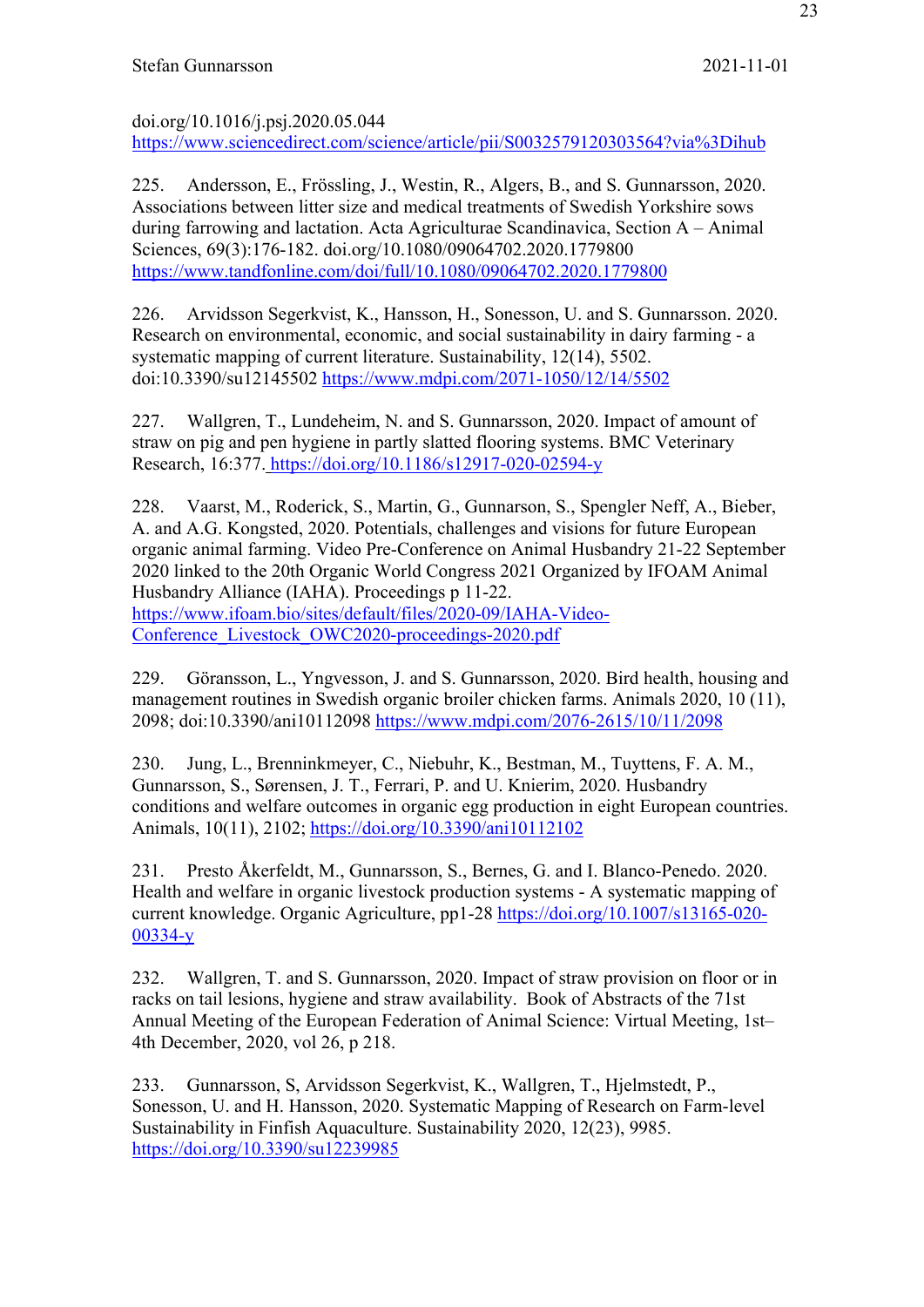doi.org/10.1016/j.psj.2020.05.044
https://www.sciencedirect.com/science/article/pii/S0032579120303564?via%3Dihub

225. Andersson, E., Frössling, J., Westin, R., Algers, B., and S. Gunnarsson, 2020. Associations between litter size and medical treatments of Swedish Yorkshire sows during farrowing and lactation. Acta Agriculturae Scandinavica, Section A – Animal Sciences, 69(3):176-182. doi.org/10.1080/09064702.2020.1779800 https://www.tandfonline.com/doi/full/10.1080/09064702.2020.1779800

226. Arvidsson Segerkvist, K., Hansson, H., Sonesson, U. and S. Gunnarsson. 2020. Research on environmental, economic, and social sustainability in dairy farming - a systematic mapping of current literature. Sustainability, 12(14), 5502. doi:10.3390/su12145502 https://www.mdpi.com/2071-1050/12/14/5502

227. Wallgren, T., Lundeheim, N. and S. Gunnarsson, 2020. Impact of amount of straw on pig and pen hygiene in partly slatted flooring systems. BMC Veterinary Research, 16:377. https://doi.org/10.1186/s12917-020-02594-y

228. Vaarst, M., Roderick, S., Martin, G., Gunnarson, S., Spengler Neff, A., Bieber, A. and A.G. Kongsted, 2020. Potentials, challenges and visions for future European organic animal farming. Video Pre-Conference on Animal Husbandry 21-22 September 2020 linked to the 20th Organic World Congress 2021 Organized by IFOAM Animal Husbandry Alliance (IAHA). Proceedings p 11-22. https://www.ifoam.bio/sites/default/files/2020-09/IAHA-Video-Conference_Livestock_OWC2020-proceedings-2020.pdf

229. Göransson, L., Yngvesson, J. and S. Gunnarsson, 2020. Bird health, housing and management routines in Swedish organic broiler chicken farms. Animals 2020, 10 (11), 2098; doi:10.3390/ani10112098 https://www.mdpi.com/2076-2615/10/11/2098

230. Jung, L., Brenninkmeyer, C., Niebuhr, K., Bestman, M., Tuyttens, F. A. M., Gunnarsson, S., Sørensen, J. T., Ferrari, P. and U. Knierim, 2020. Husbandry conditions and welfare outcomes in organic egg production in eight European countries. Animals, 10(11), 2102; https://doi.org/10.3390/ani10112102

231. Presto Åkerfeldt, M., Gunnarsson, S., Bernes, G. and I. Blanco-Penedo. 2020. Health and welfare in organic livestock production systems - A systematic mapping of current knowledge. Organic Agriculture, pp1-28 https://doi.org/10.1007/s13165-020-00334-y

232. Wallgren, T. and S. Gunnarsson, 2020. Impact of straw provision on floor or in racks on tail lesions, hygiene and straw availability. Book of Abstracts of the 71st Annual Meeting of the European Federation of Animal Science: Virtual Meeting, 1st–4th December, 2020, vol 26, p 218.

233. Gunnarsson, S, Arvidsson Segerkvist, K., Wallgren, T., Hjelmstedt, P., Sonesson, U. and H. Hansson, 2020. Systematic Mapping of Research on Farm-level Sustainability in Finfish Aquaculture. Sustainability 2020, 12(23), 9985. https://doi.org/10.3390/su12239985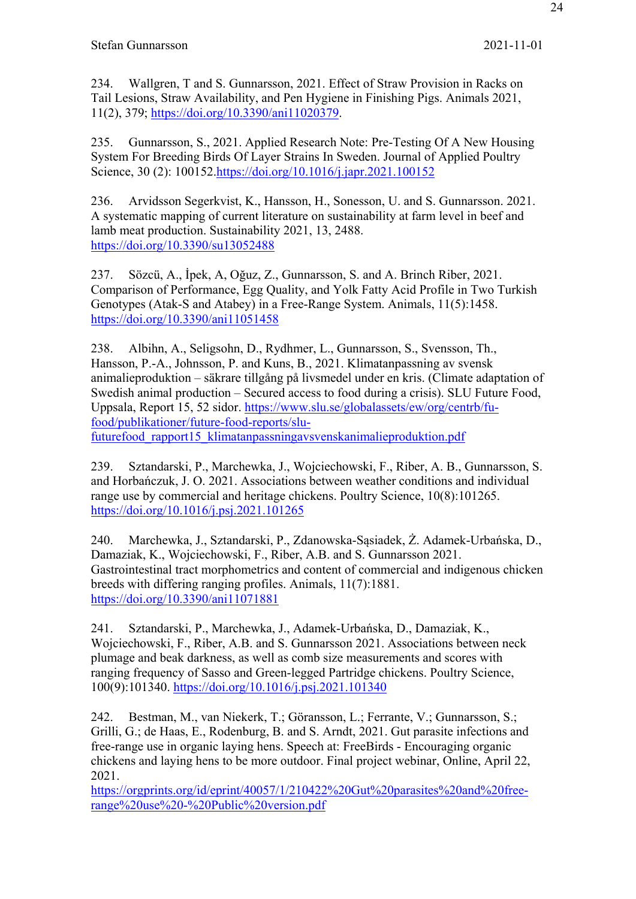234. Wallgren, T and S. Gunnarsson, 2021. Effect of Straw Provision in Racks on Tail Lesions, Straw Availability, and Pen Hygiene in Finishing Pigs. Animals 2021, 11(2), 379; https://doi.org/10.3390/ani11020379.

235. Gunnarsson, S., 2021. Applied Research Note: Pre-Testing Of A New Housing System For Breeding Birds Of Layer Strains In Sweden. Journal of Applied Poultry Science, 30 (2): 100152.https://doi.org/10.1016/j.japr.2021.100152

236. Arvidsson Segerkvist, K., Hansson, H., Sonesson, U. and S. Gunnarsson. 2021. A systematic mapping of current literature on sustainability at farm level in beef and lamb meat production. Sustainability 2021, 13, 2488. https://doi.org/10.3390/su13052488

237. Sözcü, A., İpek, A, Oğuz, Z., Gunnarsson, S. and A. Brinch Riber, 2021. Comparison of Performance, Egg Quality, and Yolk Fatty Acid Profile in Two Turkish Genotypes (Atak-S and Atabey) in a Free-Range System. Animals, 11(5):1458. https://doi.org/10.3390/ani11051458

238. Albihn, A., Seligsohn, D., Rydhmer, L., Gunnarsson, S., Svensson, Th., Hansson, P.-A., Johnsson, P. and Kuns, B., 2021. Klimatanpassning av svensk animalieproduktion – säkrare tillgång på livsmedel under en kris. (Climate adaptation of Swedish animal production – Secured access to food during a crisis). SLU Future Food, Uppsala, Report 15, 52 sidor. https://www.slu.se/globalassets/ew/org/centrb/fu-food/publikationer/future-food-reports/slu-futurefood_rapport15_klimatanpassningavsvenskanimalieproduktion.pdf

239. Sztandarski, P., Marchewka, J., Wojciechowski, F., Riber, A. B., Gunnarsson, S. and Horbańczuk, J. O. 2021. Associations between weather conditions and individual range use by commercial and heritage chickens. Poultry Science, 10(8):101265. https://doi.org/10.1016/j.psj.2021.101265

240. Marchewka, J., Sztandarski, P., Zdanowska-Sąsiadek, Ż. Adamek-Urbańska, D., Damaziak, K., Wojciechowski, F., Riber, A.B. and S. Gunnarsson 2021. Gastrointestinal tract morphometrics and content of commercial and indigenous chicken breeds with differing ranging profiles. Animals, 11(7):1881. https://doi.org/10.3390/ani11071881

241. Sztandarski, P., Marchewka, J., Adamek-Urbańska, D., Damaziak, K., Wojciechowski, F., Riber, A.B. and S. Gunnarsson 2021. Associations between neck plumage and beak darkness, as well as comb size measurements and scores with ranging frequency of Sasso and Green-legged Partridge chickens. Poultry Science, 100(9):101340. https://doi.org/10.1016/j.psj.2021.101340

242. Bestman, M., van Niekerk, T.; Göransson, L.; Ferrante, V.; Gunnarsson, S.; Grilli, G.; de Haas, E., Rodenburg, B. and S. Arndt, 2021. Gut parasite infections and free-range use in organic laying hens. Speech at: FreeBirds - Encouraging organic chickens and laying hens to be more outdoor. Final project webinar, Online, April 22, 2021. https://orgprints.org/id/eprint/40057/1/210422%20Gut%20parasites%20and%20free-range%20use%20-%20Public%20version.pdf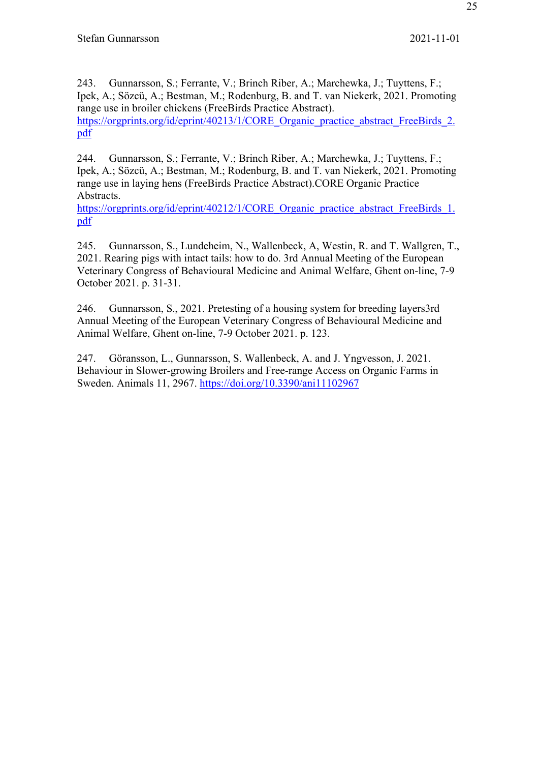243. Gunnarsson, S.; Ferrante, V.; Brinch Riber, A.; Marchewka, J.; Tuyttens, F.; Ipek, A.; Sözcü, A.; Bestman, M.; Rodenburg, B. and T. van Niekerk, 2021. Promoting range use in broiler chickens (FreeBirds Practice Abstract). https://orgprints.org/id/eprint/40213/1/CORE_Organic_practice_abstract_FreeBirds_2.pdf

244. Gunnarsson, S.; Ferrante, V.; Brinch Riber, A.; Marchewka, J.; Tuyttens, F.; Ipek, A.; Sözcü, A.; Bestman, M.; Rodenburg, B. and T. van Niekerk, 2021. Promoting range use in laying hens (FreeBirds Practice Abstract).CORE Organic Practice Abstracts. https://orgprints.org/id/eprint/40212/1/CORE_Organic_practice_abstract_FreeBirds_1.pdf

245. Gunnarsson, S., Lundeheim, N., Wallenbeck, A, Westin, R. and T. Wallgren, T., 2021. Rearing pigs with intact tails: how to do. 3rd Annual Meeting of the European Veterinary Congress of Behavioural Medicine and Animal Welfare, Ghent on-line, 7-9 October 2021. p. 31-31.

246. Gunnarsson, S., 2021. Pretesting of a housing system for breeding layers3rd Annual Meeting of the European Veterinary Congress of Behavioural Medicine and Animal Welfare, Ghent on-line, 7-9 October 2021. p. 123.

247. Göransson, L., Gunnarsson, S. Wallenbeck, A. and J. Yngvesson, J. 2021. Behaviour in Slower-growing Broilers and Free-range Access on Organic Farms in Sweden. Animals 11, 2967. https://doi.org/10.3390/ani11102967